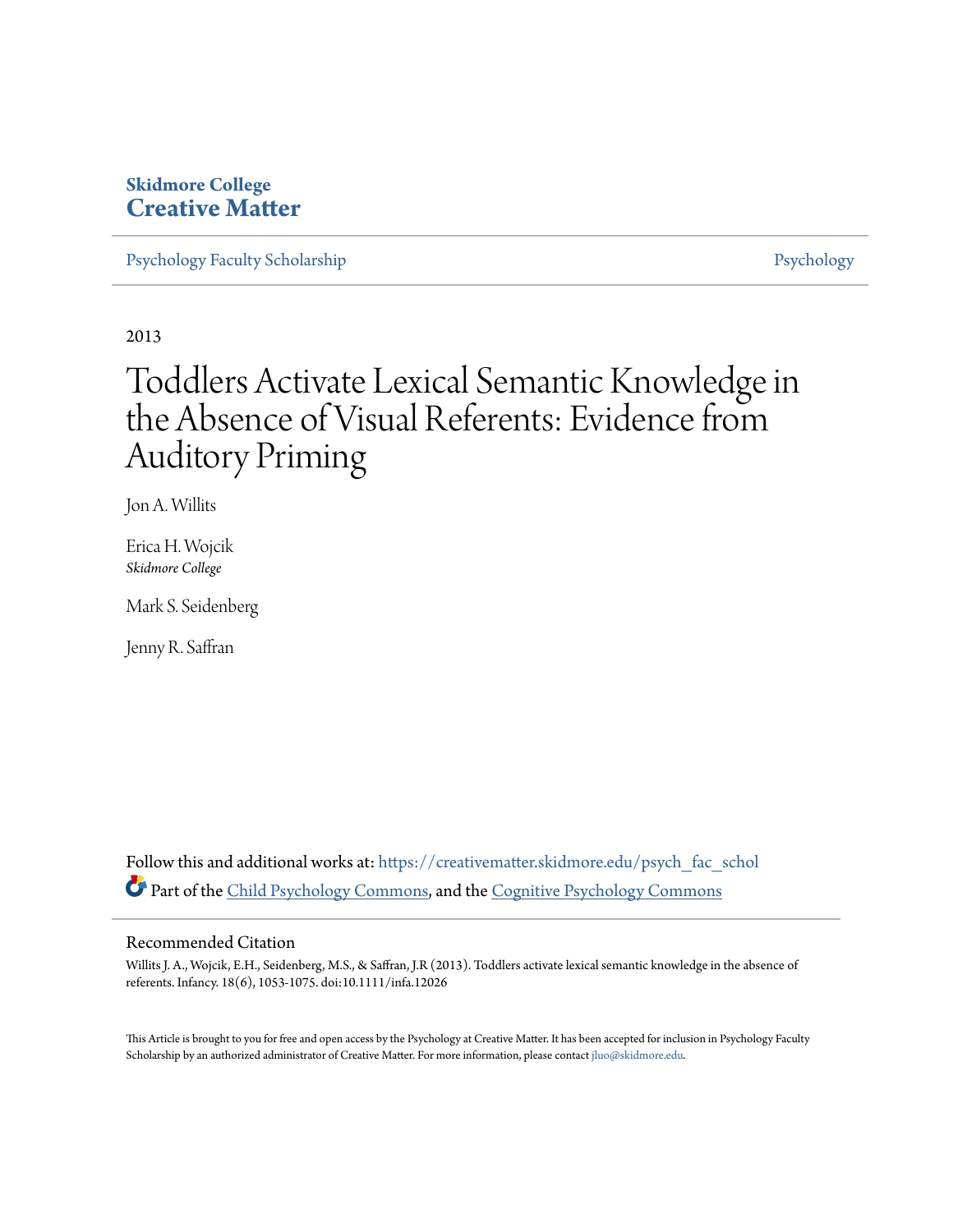**Skidmore College**
**Creative Matter**

Psychology Faculty Scholarship | Psychology

2013

# Toddlers Activate Lexical Semantic Knowledge in the Absence of Visual Referents: Evidence from Auditory Priming

Jon A. Willits

Erica H. Wojcik
*Skidmore College*

Mark S. Seidenberg

Jenny R. Saffran

Follow this and additional works at: https://creativematter.skidmore.edu/psych_fac_schol

Part of the Child Psychology Commons, and the Cognitive Psychology Commons

## Recommended Citation

Willits J. A., Wojcik, E.H., Seidenberg, M.S., & Saffran, J.R (2013). Toddlers activate lexical semantic knowledge in the absence of referents. Infancy. 18(6), 1053-1075. doi:10.1111/infa.12026

This Article is brought to you for free and open access by the Psychology at Creative Matter. It has been accepted for inclusion in Psychology Faculty Scholarship by an authorized administrator of Creative Matter. For more information, please contact jluo@skidmore.edu.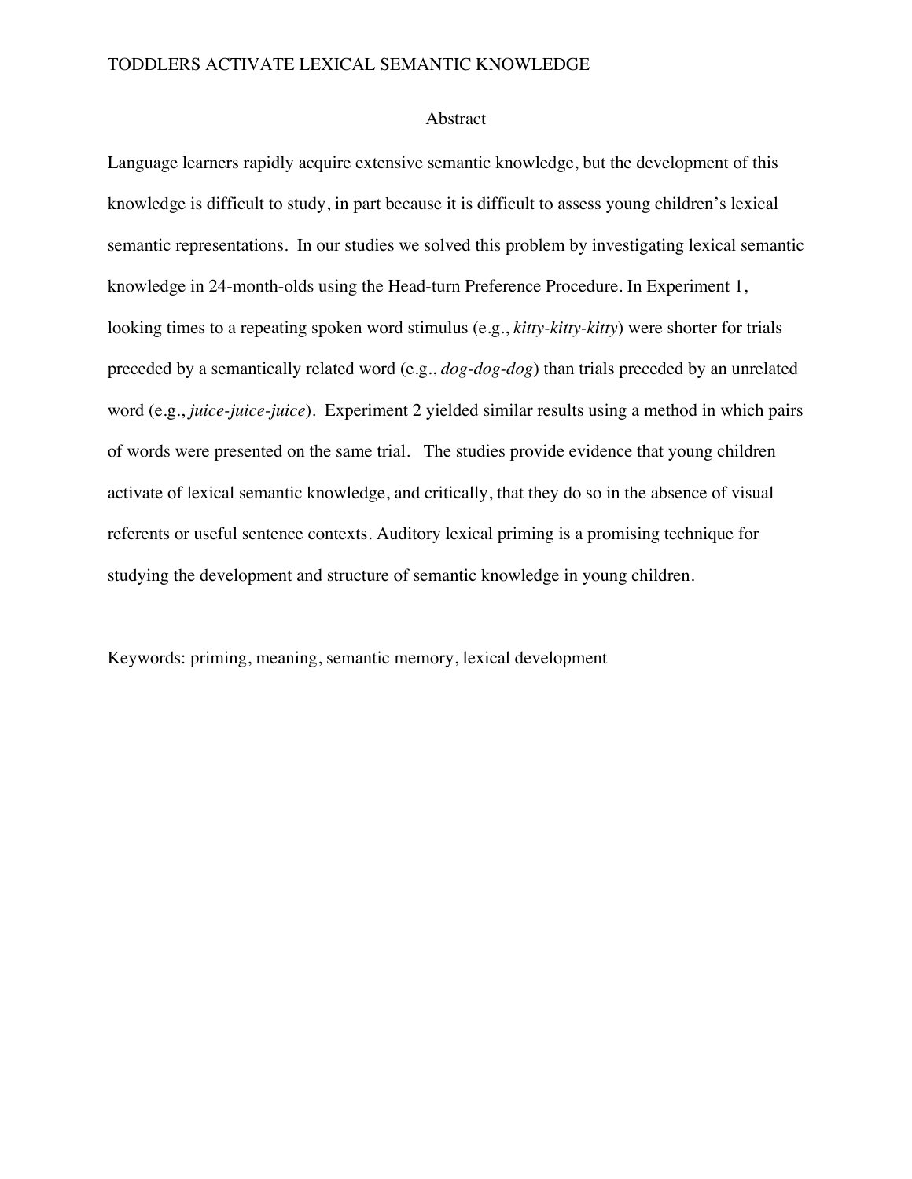## Abstract

Language learners rapidly acquire extensive semantic knowledge, but the development of this knowledge is difficult to study, in part because it is difficult to assess young children's lexical semantic representations. In our studies we solved this problem by investigating lexical semantic knowledge in 24-month-olds using the Head-turn Preference Procedure. In Experiment 1, looking times to a repeating spoken word stimulus (e.g., *kitty-kitty-kitty*) were shorter for trials preceded by a semantically related word (e.g., *dog-dog-dog*) than trials preceded by an unrelated word (e.g., *juice-juice-juice*). Experiment 2 yielded similar results using a method in which pairs of words were presented on the same trial. The studies provide evidence that young children activate of lexical semantic knowledge, and critically, that they do so in the absence of visual referents or useful sentence contexts. Auditory lexical priming is a promising technique for studying the development and structure of semantic knowledge in young children.

Keywords: priming, meaning, semantic memory, lexical development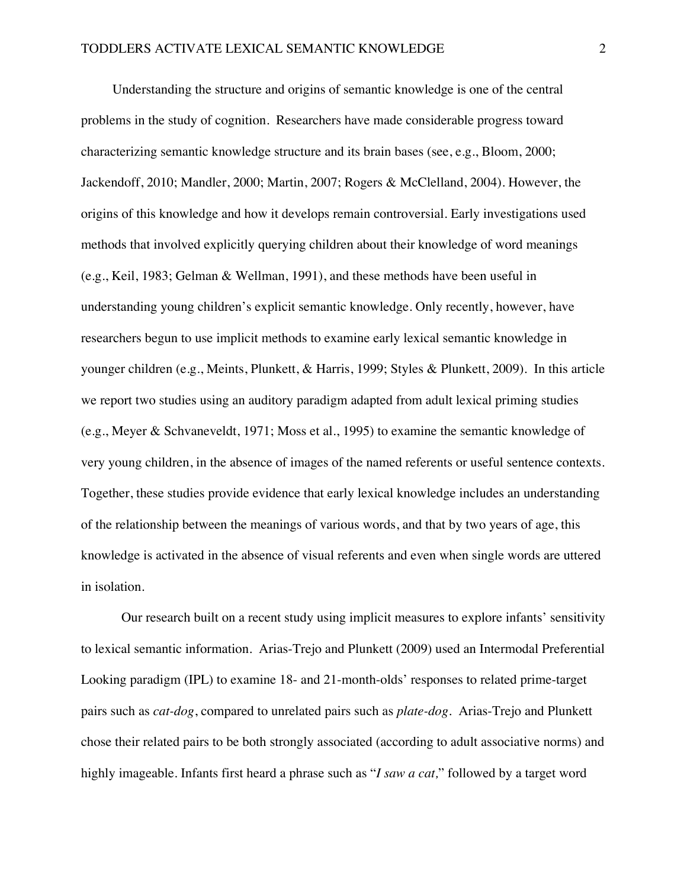Understanding the structure and origins of semantic knowledge is one of the central problems in the study of cognition. Researchers have made considerable progress toward characterizing semantic knowledge structure and its brain bases (see, e.g., Bloom, 2000; Jackendoff, 2010; Mandler, 2000; Martin, 2007; Rogers & McClelland, 2004). However, the origins of this knowledge and how it develops remain controversial. Early investigations used methods that involved explicitly querying children about their knowledge of word meanings (e.g., Keil, 1983; Gelman & Wellman, 1991), and these methods have been useful in understanding young children's explicit semantic knowledge. Only recently, however, have researchers begun to use implicit methods to examine early lexical semantic knowledge in younger children (e.g., Meints, Plunkett, & Harris, 1999; Styles & Plunkett, 2009). In this article we report two studies using an auditory paradigm adapted from adult lexical priming studies (e.g., Meyer & Schvaneveldt, 1971; Moss et al., 1995) to examine the semantic knowledge of very young children, in the absence of images of the named referents or useful sentence contexts. Together, these studies provide evidence that early lexical knowledge includes an understanding of the relationship between the meanings of various words, and that by two years of age, this knowledge is activated in the absence of visual referents and even when single words are uttered in isolation.

Our research built on a recent study using implicit measures to explore infants' sensitivity to lexical semantic information. Arias-Trejo and Plunkett (2009) used an Intermodal Preferential Looking paradigm (IPL) to examine 18- and 21-month-olds' responses to related prime-target pairs such as *cat-dog*, compared to unrelated pairs such as *plate-dog*. Arias-Trejo and Plunkett chose their related pairs to be both strongly associated (according to adult associative norms) and highly imageable. Infants first heard a phrase such as "*I saw a cat,*" followed by a target word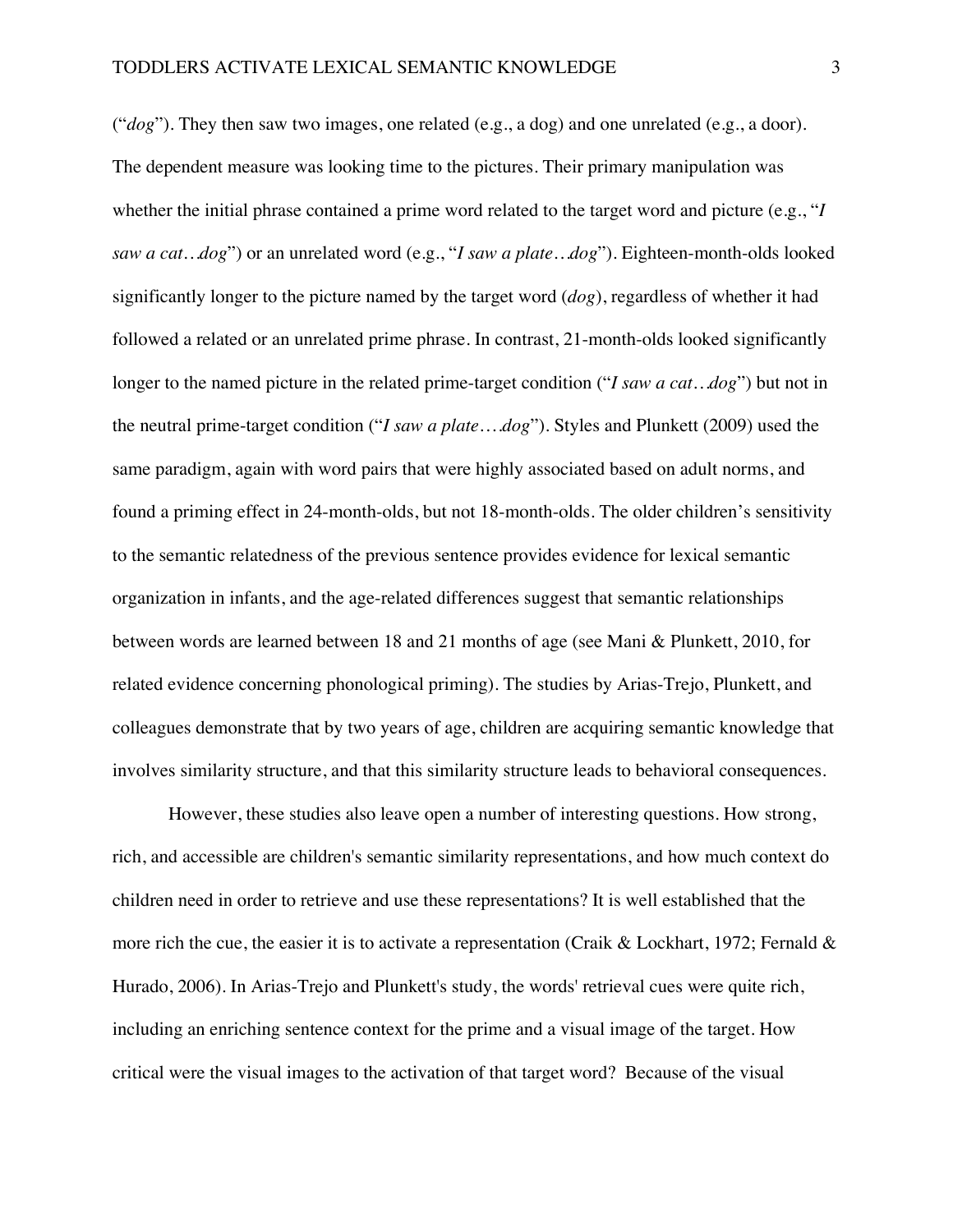(“*dog*”). They then saw two images, one related (e.g., a dog) and one unrelated (e.g., a door). The dependent measure was looking time to the pictures. Their primary manipulation was whether the initial phrase contained a prime word related to the target word and picture (e.g., “*I saw a cat…dog*”) or an unrelated word (e.g., “*I saw a plate…dog*”). Eighteen-month-olds looked significantly longer to the picture named by the target word (*dog*), regardless of whether it had followed a related or an unrelated prime phrase. In contrast, 21-month-olds looked significantly longer to the named picture in the related prime-target condition (“*I saw a cat…dog*”) but not in the neutral prime-target condition (“*I saw a plate….dog*”). Styles and Plunkett (2009) used the same paradigm, again with word pairs that were highly associated based on adult norms, and found a priming effect in 24-month-olds, but not 18-month-olds. The older children’s sensitivity to the semantic relatedness of the previous sentence provides evidence for lexical semantic organization in infants, and the age-related differences suggest that semantic relationships between words are learned between 18 and 21 months of age (see Mani & Plunkett, 2010, for related evidence concerning phonological priming). The studies by Arias-Trejo, Plunkett, and colleagues demonstrate that by two years of age, children are acquiring semantic knowledge that involves similarity structure, and that this similarity structure leads to behavioral consequences.

However, these studies also leave open a number of interesting questions. How strong, rich, and accessible are children's semantic similarity representations, and how much context do children need in order to retrieve and use these representations? It is well established that the more rich the cue, the easier it is to activate a representation (Craik & Lockhart, 1972; Fernald & Hurado, 2006). In Arias-Trejo and Plunkett's study, the words' retrieval cues were quite rich, including an enriching sentence context for the prime and a visual image of the target. How critical were the visual images to the activation of that target word? Because of the visual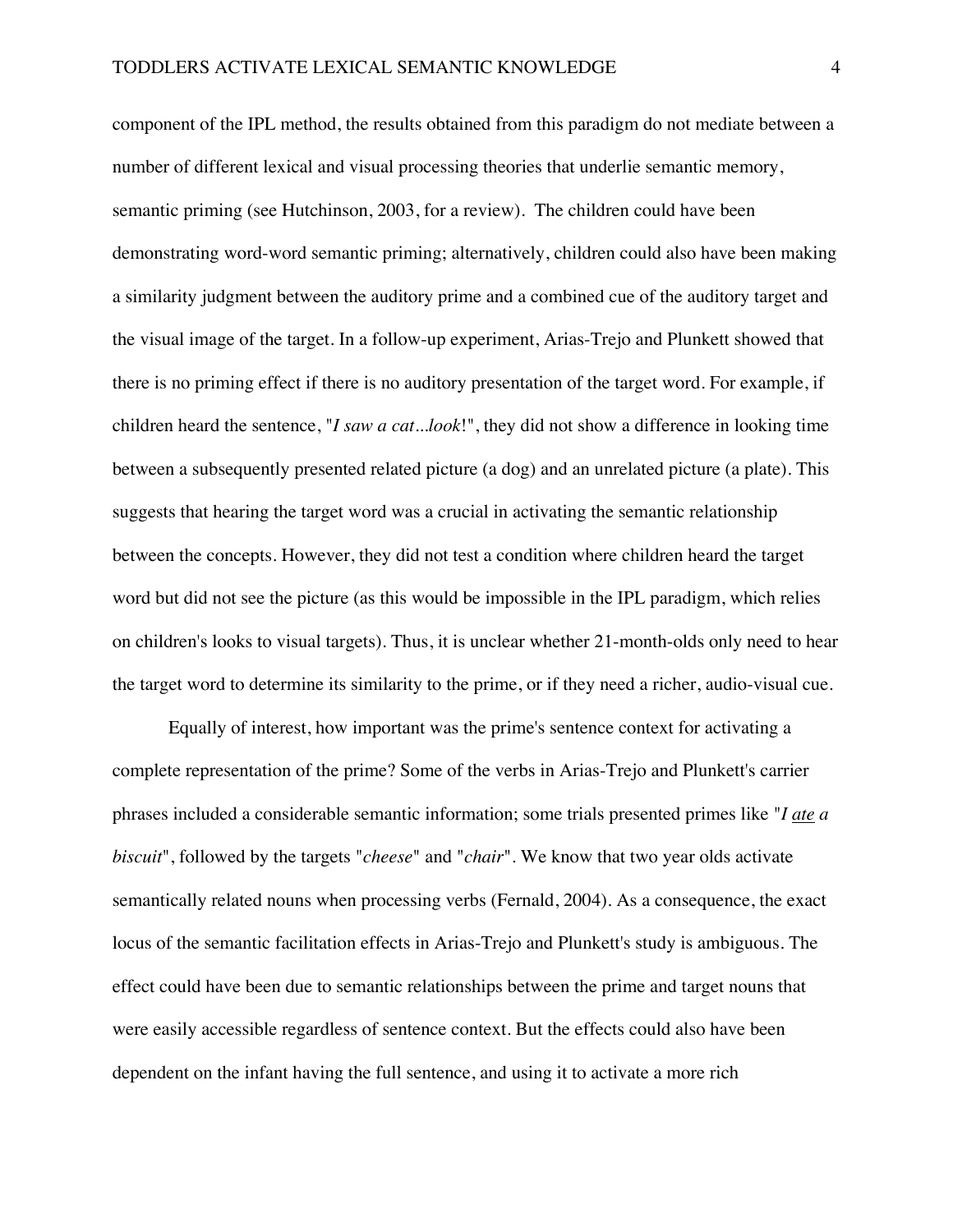component of the IPL method, the results obtained from this paradigm do not mediate between a number of different lexical and visual processing theories that underlie semantic memory, semantic priming (see Hutchinson, 2003, for a review). The children could have been demonstrating word-word semantic priming; alternatively, children could also have been making a similarity judgment between the auditory prime and a combined cue of the auditory target and the visual image of the target. In a follow-up experiment, Arias-Trejo and Plunkett showed that there is no priming effect if there is no auditory presentation of the target word. For example, if children heard the sentence, "*I saw a cat...look*!", they did not show a difference in looking time between a subsequently presented related picture (a dog) and an unrelated picture (a plate). This suggests that hearing the target word was a crucial in activating the semantic relationship between the concepts. However, they did not test a condition where children heard the target word but did not see the picture (as this would be impossible in the IPL paradigm, which relies on children's looks to visual targets). Thus, it is unclear whether 21-month-olds only need to hear the target word to determine its similarity to the prime, or if they need a richer, audio-visual cue.

Equally of interest, how important was the prime's sentence context for activating a complete representation of the prime? Some of the verbs in Arias-Trejo and Plunkett's carrier phrases included a considerable semantic information; some trials presented primes like "*I <u>ate</u> a biscuit*", followed by the targets "*cheese*" and "*chair*". We know that two year olds activate semantically related nouns when processing verbs (Fernald, 2004). As a consequence, the exact locus of the semantic facilitation effects in Arias-Trejo and Plunkett's study is ambiguous. The effect could have been due to semantic relationships between the prime and target nouns that were easily accessible regardless of sentence context. But the effects could also have been dependent on the infant having the full sentence, and using it to activate a more rich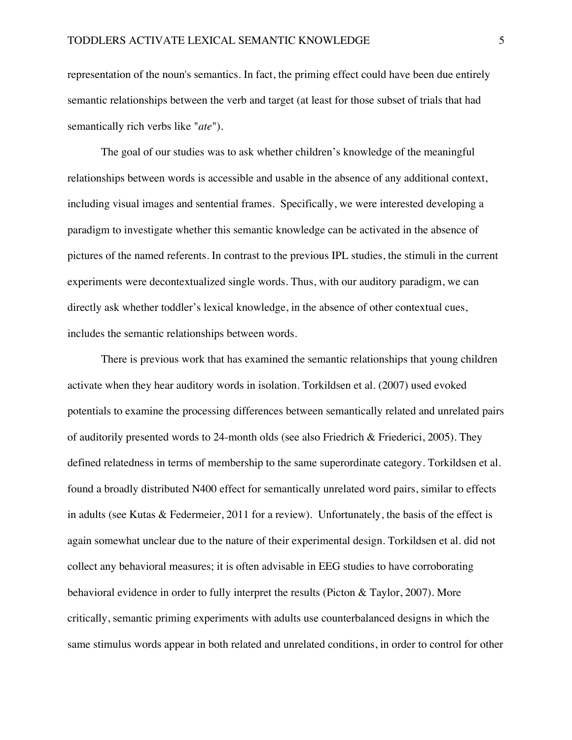representation of the noun's semantics. In fact, the priming effect could have been due entirely semantic relationships between the verb and target (at least for those subset of trials that had semantically rich verbs like "*ate*").

The goal of our studies was to ask whether children's knowledge of the meaningful relationships between words is accessible and usable in the absence of any additional context, including visual images and sentential frames. Specifically, we were interested developing a paradigm to investigate whether this semantic knowledge can be activated in the absence of pictures of the named referents. In contrast to the previous IPL studies, the stimuli in the current experiments were decontextualized single words. Thus, with our auditory paradigm, we can directly ask whether toddler's lexical knowledge, in the absence of other contextual cues, includes the semantic relationships between words.

There is previous work that has examined the semantic relationships that young children activate when they hear auditory words in isolation. Torkildsen et al. (2007) used evoked potentials to examine the processing differences between semantically related and unrelated pairs of auditorily presented words to 24-month olds (see also Friedrich & Friederici, 2005). They defined relatedness in terms of membership to the same superordinate category. Torkildsen et al. found a broadly distributed N400 effect for semantically unrelated word pairs, similar to effects in adults (see Kutas & Federmeier, 2011 for a review). Unfortunately, the basis of the effect is again somewhat unclear due to the nature of their experimental design. Torkildsen et al. did not collect any behavioral measures; it is often advisable in EEG studies to have corroborating behavioral evidence in order to fully interpret the results (Picton & Taylor, 2007). More critically, semantic priming experiments with adults use counterbalanced designs in which the same stimulus words appear in both related and unrelated conditions, in order to control for other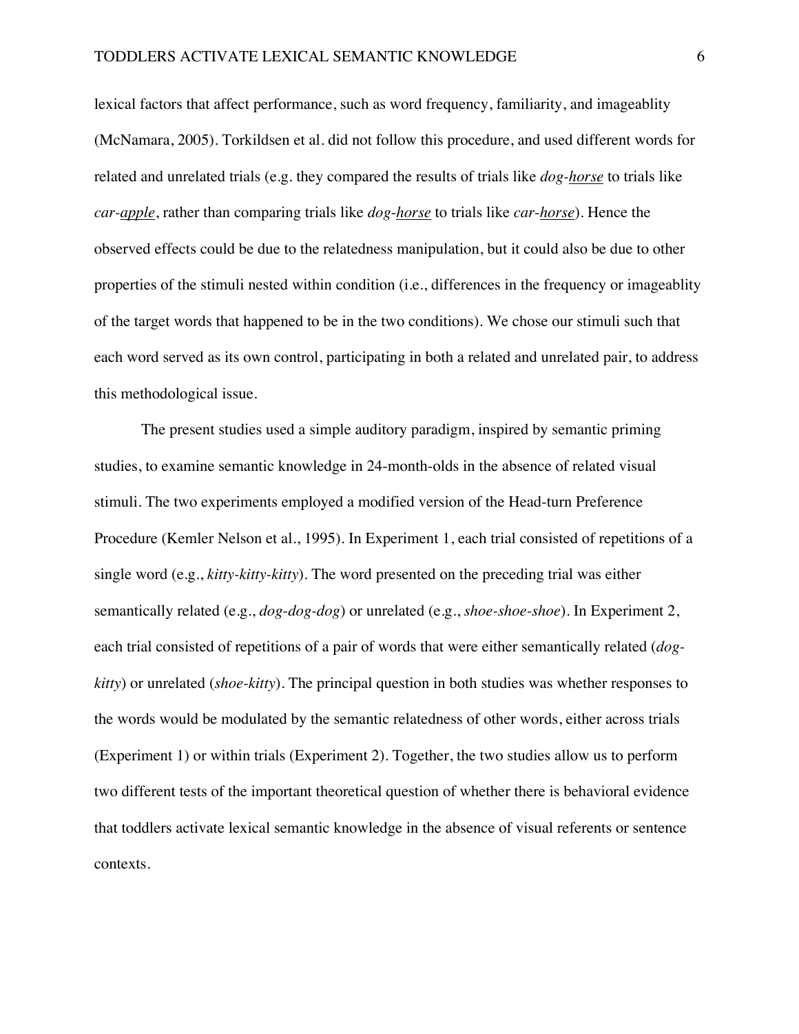lexical factors that affect performance, such as word frequency, familiarity, and imageablity (McNamara, 2005). Torkildsen et al. did not follow this procedure, and used different words for related and unrelated trials (e.g. they compared the results of trials like *dog-<u>horse</u>* to trials like *car-<u>apple</u>*, rather than comparing trials like *dog-<u>horse</u>* to trials like *car-<u>horse</u>*). Hence the observed effects could be due to the relatedness manipulation, but it could also be due to other properties of the stimuli nested within condition (i.e., differences in the frequency or imageablity of the target words that happened to be in the two conditions). We chose our stimuli such that each word served as its own control, participating in both a related and unrelated pair, to address this methodological issue.

The present studies used a simple auditory paradigm, inspired by semantic priming studies, to examine semantic knowledge in 24-month-olds in the absence of related visual stimuli. The two experiments employed a modified version of the Head-turn Preference Procedure (Kemler Nelson et al., 1995). In Experiment 1, each trial consisted of repetitions of a single word (e.g., *kitty-kitty-kitty*). The word presented on the preceding trial was either semantically related (e.g., *dog-dog-dog*) or unrelated (e.g., *shoe-shoe-shoe*). In Experiment 2, each trial consisted of repetitions of a pair of words that were either semantically related (*dog-kitty*) or unrelated (*shoe-kitty*). The principal question in both studies was whether responses to the words would be modulated by the semantic relatedness of other words, either across trials (Experiment 1) or within trials (Experiment 2). Together, the two studies allow us to perform two different tests of the important theoretical question of whether there is behavioral evidence that toddlers activate lexical semantic knowledge in the absence of visual referents or sentence contexts.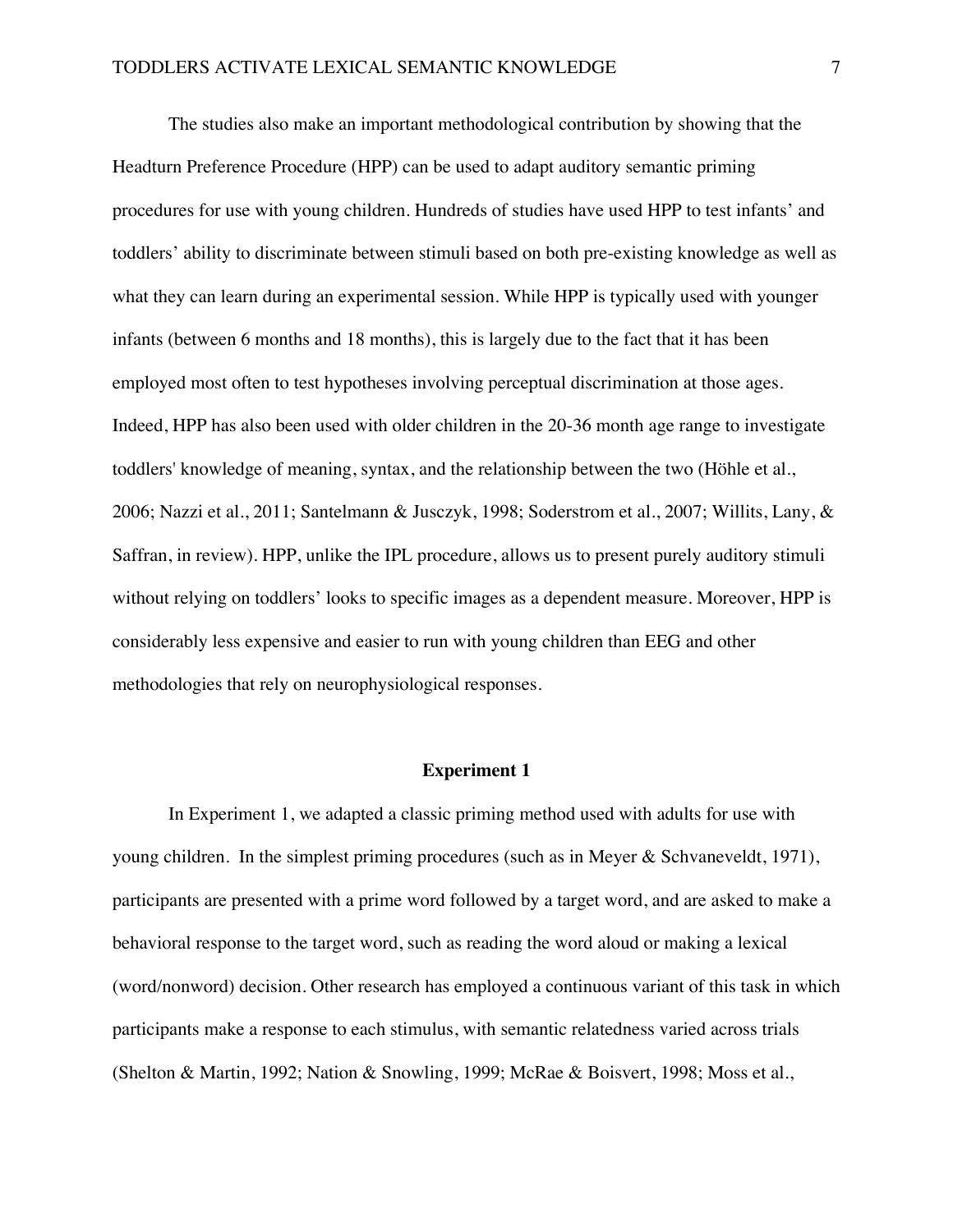The studies also make an important methodological contribution by showing that the Headturn Preference Procedure (HPP) can be used to adapt auditory semantic priming procedures for use with young children. Hundreds of studies have used HPP to test infants' and toddlers' ability to discriminate between stimuli based on both pre-existing knowledge as well as what they can learn during an experimental session. While HPP is typically used with younger infants (between 6 months and 18 months), this is largely due to the fact that it has been employed most often to test hypotheses involving perceptual discrimination at those ages. Indeed, HPP has also been used with older children in the 20-36 month age range to investigate toddlers' knowledge of meaning, syntax, and the relationship between the two (Höhle et al., 2006; Nazzi et al., 2011; Santelmann & Jusczyk, 1998; Soderstrom et al., 2007; Willits, Lany, & Saffran, in review). HPP, unlike the IPL procedure, allows us to present purely auditory stimuli without relying on toddlers' looks to specific images as a dependent measure. Moreover, HPP is considerably less expensive and easier to run with young children than EEG and other methodologies that rely on neurophysiological responses.

## Experiment 1

In Experiment 1, we adapted a classic priming method used with adults for use with young children. In the simplest priming procedures (such as in Meyer & Schvaneveldt, 1971), participants are presented with a prime word followed by a target word, and are asked to make a behavioral response to the target word, such as reading the word aloud or making a lexical (word/nonword) decision. Other research has employed a continuous variant of this task in which participants make a response to each stimulus, with semantic relatedness varied across trials (Shelton & Martin, 1992; Nation & Snowling, 1999; McRae & Boisvert, 1998; Moss et al.,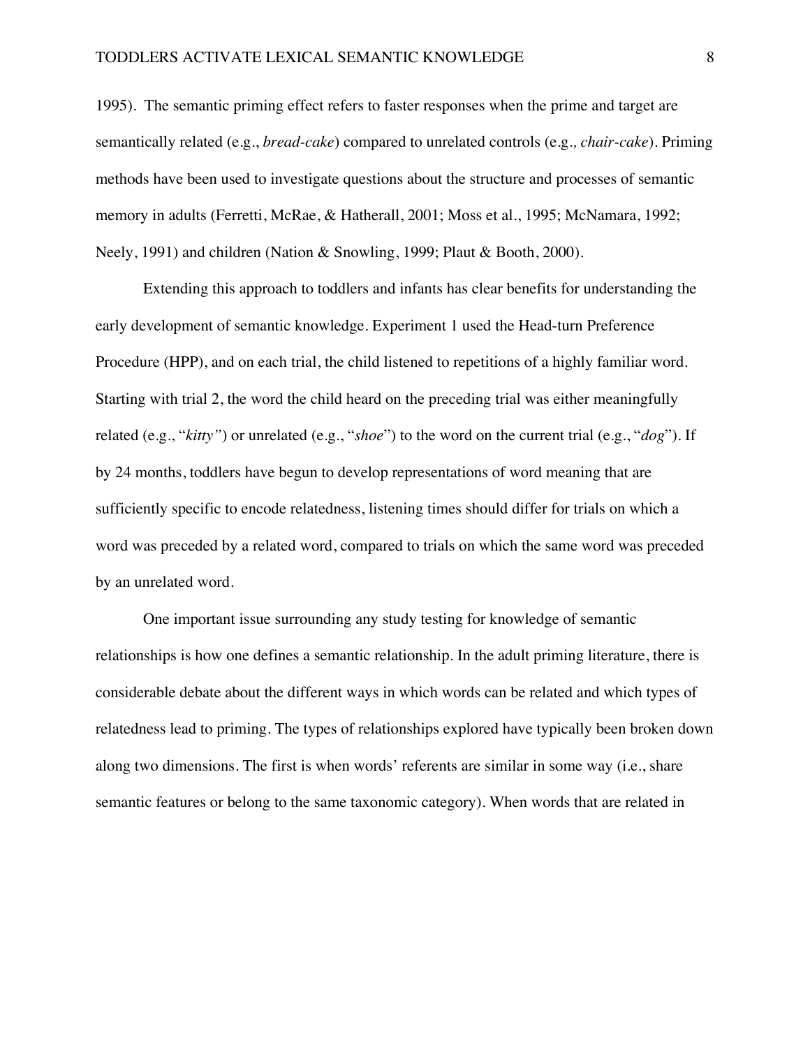1995). The semantic priming effect refers to faster responses when the prime and target are semantically related (e.g., *bread-cake*) compared to unrelated controls (e.g., *chair-cake*). Priming methods have been used to investigate questions about the structure and processes of semantic memory in adults (Ferretti, McRae, & Hatherall, 2001; Moss et al., 1995; McNamara, 1992; Neely, 1991) and children (Nation & Snowling, 1999; Plaut & Booth, 2000).

Extending this approach to toddlers and infants has clear benefits for understanding the early development of semantic knowledge. Experiment 1 used the Head-turn Preference Procedure (HPP), and on each trial, the child listened to repetitions of a highly familiar word. Starting with trial 2, the word the child heard on the preceding trial was either meaningfully related (e.g., "*kitty"*) or unrelated (e.g., "*shoe*") to the word on the current trial (e.g., "*dog*"). If by 24 months, toddlers have begun to develop representations of word meaning that are sufficiently specific to encode relatedness, listening times should differ for trials on which a word was preceded by a related word, compared to trials on which the same word was preceded by an unrelated word.

One important issue surrounding any study testing for knowledge of semantic relationships is how one defines a semantic relationship. In the adult priming literature, there is considerable debate about the different ways in which words can be related and which types of relatedness lead to priming. The types of relationships explored have typically been broken down along two dimensions. The first is when words' referents are similar in some way (i.e., share semantic features or belong to the same taxonomic category). When words that are related in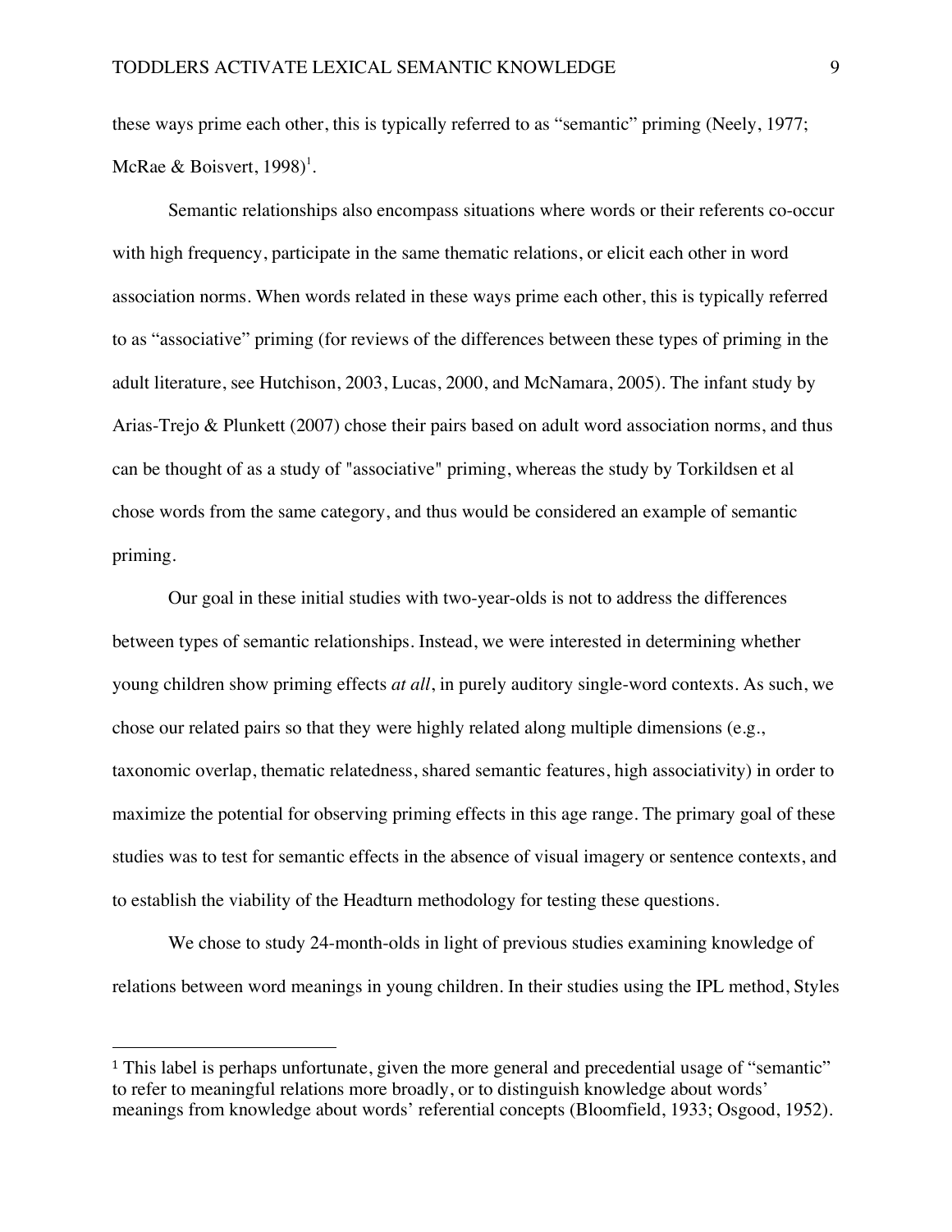these ways prime each other, this is typically referred to as "semantic" priming (Neely, 1977; McRae & Boisvert, 1998)[1].

Semantic relationships also encompass situations where words or their referents co-occur with high frequency, participate in the same thematic relations, or elicit each other in word association norms. When words related in these ways prime each other, this is typically referred to as "associative" priming (for reviews of the differences between these types of priming in the adult literature, see Hutchison, 2003, Lucas, 2000, and McNamara, 2005). The infant study by Arias-Trejo & Plunkett (2007) chose their pairs based on adult word association norms, and thus can be thought of as a study of "associative" priming, whereas the study by Torkildsen et al chose words from the same category, and thus would be considered an example of semantic priming.

Our goal in these initial studies with two-year-olds is not to address the differences between types of semantic relationships. Instead, we were interested in determining whether young children show priming effects *at all*, in purely auditory single-word contexts. As such, we chose our related pairs so that they were highly related along multiple dimensions (e.g., taxonomic overlap, thematic relatedness, shared semantic features, high associativity) in order to maximize the potential for observing priming effects in this age range. The primary goal of these studies was to test for semantic effects in the absence of visual imagery or sentence contexts, and to establish the viability of the Headturn methodology for testing these questions.

We chose to study 24-month-olds in light of previous studies examining knowledge of relations between word meanings in young children. In their studies using the IPL method, Styles

---

[1] This label is perhaps unfortunate, given the more general and precedential usage of "semantic" to refer to meaningful relations more broadly, or to distinguish knowledge about words' meanings from knowledge about words' referential concepts (Bloomfield, 1933; Osgood, 1952).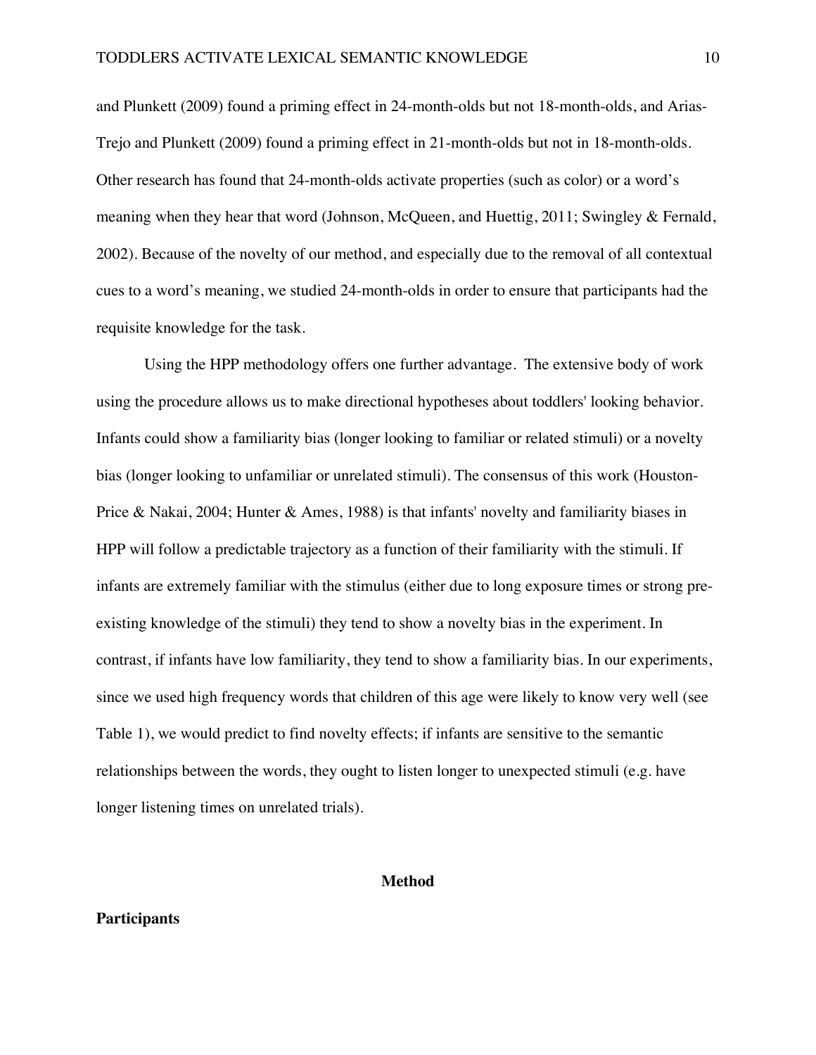and Plunkett (2009) found a priming effect in 24-month-olds but not 18-month-olds, and Arias-Trejo and Plunkett (2009) found a priming effect in 21-month-olds but not in 18-month-olds. Other research has found that 24-month-olds activate properties (such as color) or a word's meaning when they hear that word (Johnson, McQueen, and Huettig, 2011; Swingley & Fernald, 2002). Because of the novelty of our method, and especially due to the removal of all contextual cues to a word's meaning, we studied 24-month-olds in order to ensure that participants had the requisite knowledge for the task.

Using the HPP methodology offers one further advantage. The extensive body of work using the procedure allows us to make directional hypotheses about toddlers' looking behavior. Infants could show a familiarity bias (longer looking to familiar or related stimuli) or a novelty bias (longer looking to unfamiliar or unrelated stimuli). The consensus of this work (Houston-Price & Nakai, 2004; Hunter & Ames, 1988) is that infants' novelty and familiarity biases in HPP will follow a predictable trajectory as a function of their familiarity with the stimuli. If infants are extremely familiar with the stimulus (either due to long exposure times or strong pre-existing knowledge of the stimuli) they tend to show a novelty bias in the experiment. In contrast, if infants have low familiarity, they tend to show a familiarity bias. In our experiments, since we used high frequency words that children of this age were likely to know very well (see Table 1), we would predict to find novelty effects; if infants are sensitive to the semantic relationships between the words, they ought to listen longer to unexpected stimuli (e.g. have longer listening times on unrelated trials).

## Method

### Participants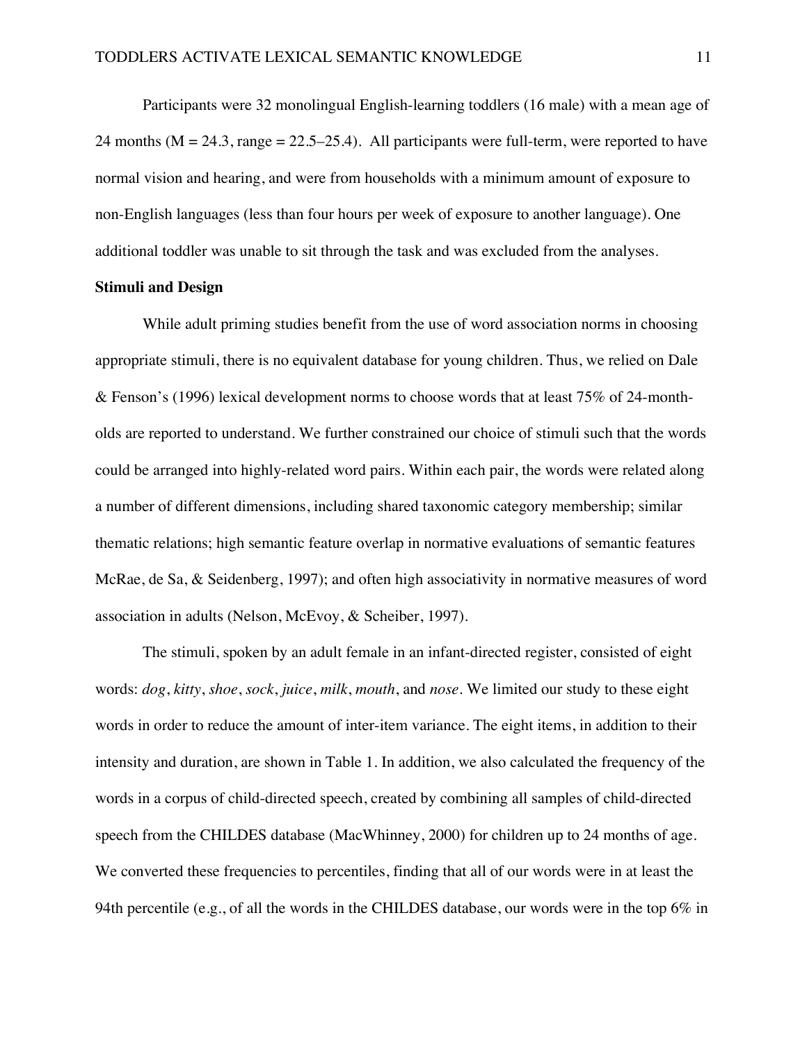Participants were 32 monolingual English-learning toddlers (16 male) with a mean age of 24 months (M = 24.3, range = 22.5–25.4). All participants were full-term, were reported to have normal vision and hearing, and were from households with a minimum amount of exposure to non-English languages (less than four hours per week of exposure to another language). One additional toddler was unable to sit through the task and was excluded from the analyses.

**Stimuli and Design**

While adult priming studies benefit from the use of word association norms in choosing appropriate stimuli, there is no equivalent database for young children. Thus, we relied on Dale & Fenson's (1996) lexical development norms to choose words that at least 75% of 24-month-olds are reported to understand. We further constrained our choice of stimuli such that the words could be arranged into highly-related word pairs. Within each pair, the words were related along a number of different dimensions, including shared taxonomic category membership; similar thematic relations; high semantic feature overlap in normative evaluations of semantic features McRae, de Sa, & Seidenberg, 1997); and often high associativity in normative measures of word association in adults (Nelson, McEvoy, & Scheiber, 1997).

The stimuli, spoken by an adult female in an infant-directed register, consisted of eight words: *dog*, *kitty*, *shoe*, *sock*, *juice*, *milk*, *mouth*, and *nose*. We limited our study to these eight words in order to reduce the amount of inter-item variance. The eight items, in addition to their intensity and duration, are shown in Table 1. In addition, we also calculated the frequency of the words in a corpus of child-directed speech, created by combining all samples of child-directed speech from the CHILDES database (MacWhinney, 2000) for children up to 24 months of age. We converted these frequencies to percentiles, finding that all of our words were in at least the 94th percentile (e.g., of all the words in the CHILDES database, our words were in the top 6% in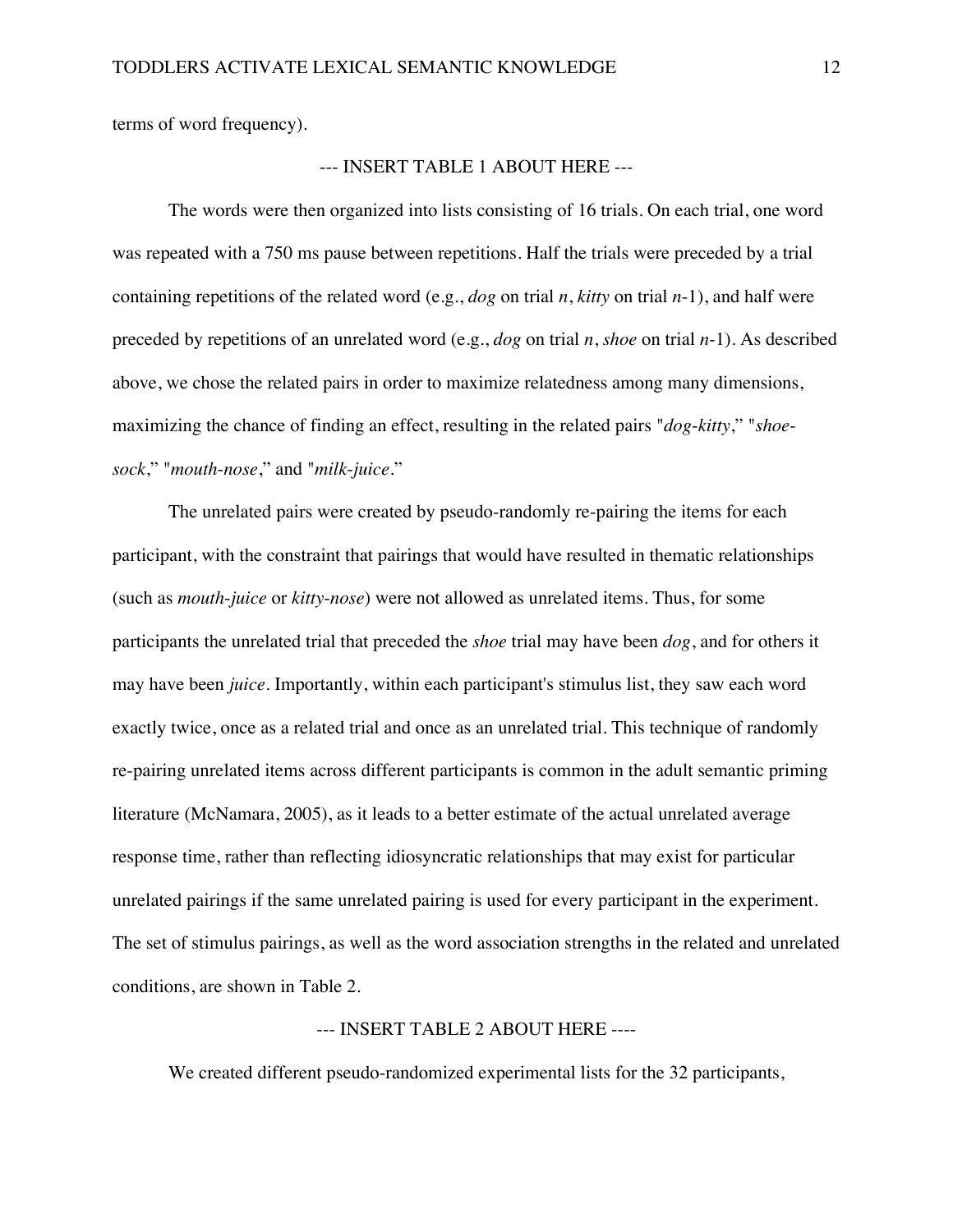terms of word frequency).

--- INSERT TABLE 1 ABOUT HERE ---

The words were then organized into lists consisting of 16 trials. On each trial, one word was repeated with a 750 ms pause between repetitions. Half the trials were preceded by a trial containing repetitions of the related word (e.g., *dog* on trial *n*, *kitty* on trial *n*-1), and half were preceded by repetitions of an unrelated word (e.g., *dog* on trial *n*, *shoe* on trial *n*-1). As described above, we chose the related pairs in order to maximize relatedness among many dimensions, maximizing the chance of finding an effect, resulting in the related pairs "*dog-kitty*," "*shoe-sock*," "*mouth-nose*," and "*milk-juice*."

The unrelated pairs were created by pseudo-randomly re-pairing the items for each participant, with the constraint that pairings that would have resulted in thematic relationships (such as *mouth-juice* or *kitty-nose*) were not allowed as unrelated items. Thus, for some participants the unrelated trial that preceded the *shoe* trial may have been *dog*, and for others it may have been *juice*. Importantly, within each participant's stimulus list, they saw each word exactly twice, once as a related trial and once as an unrelated trial. This technique of randomly re-pairing unrelated items across different participants is common in the adult semantic priming literature (McNamara, 2005), as it leads to a better estimate of the actual unrelated average response time, rather than reflecting idiosyncratic relationships that may exist for particular unrelated pairings if the same unrelated pairing is used for every participant in the experiment. The set of stimulus pairings, as well as the word association strengths in the related and unrelated conditions, are shown in Table 2.

--- INSERT TABLE 2 ABOUT HERE ----

We created different pseudo-randomized experimental lists for the 32 participants,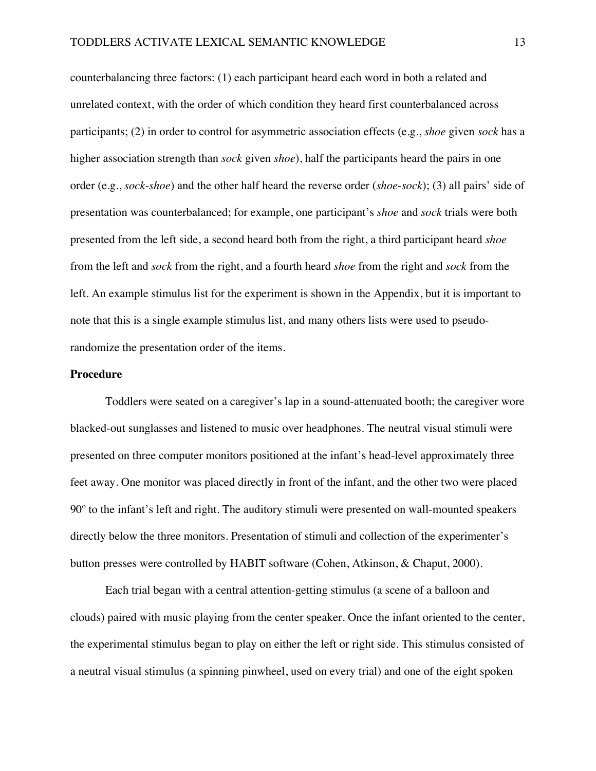counterbalancing three factors: (1) each participant heard each word in both a related and unrelated context, with the order of which condition they heard first counterbalanced across participants; (2) in order to control for asymmetric association effects (e.g., *shoe* given *sock* has a higher association strength than *sock* given *shoe*), half the participants heard the pairs in one order (e.g., *sock-shoe*) and the other half heard the reverse order (*shoe-sock*); (3) all pairs' side of presentation was counterbalanced; for example, one participant's *shoe* and *sock* trials were both presented from the left side, a second heard both from the right, a third participant heard *shoe* from the left and *sock* from the right, and a fourth heard *shoe* from the right and *sock* from the left. An example stimulus list for the experiment is shown in the Appendix, but it is important to note that this is a single example stimulus list, and many others lists were used to pseudo-randomize the presentation order of the items.

**Procedure**

Toddlers were seated on a caregiver's lap in a sound-attenuated booth; the caregiver wore blacked-out sunglasses and listened to music over headphones. The neutral visual stimuli were presented on three computer monitors positioned at the infant's head-level approximately three feet away. One monitor was placed directly in front of the infant, and the other two were placed 90º to the infant's left and right. The auditory stimuli were presented on wall-mounted speakers directly below the three monitors. Presentation of stimuli and collection of the experimenter's button presses were controlled by HABIT software (Cohen, Atkinson, & Chaput, 2000).

Each trial began with a central attention-getting stimulus (a scene of a balloon and clouds) paired with music playing from the center speaker. Once the infant oriented to the center, the experimental stimulus began to play on either the left or right side. This stimulus consisted of a neutral visual stimulus (a spinning pinwheel, used on every trial) and one of the eight spoken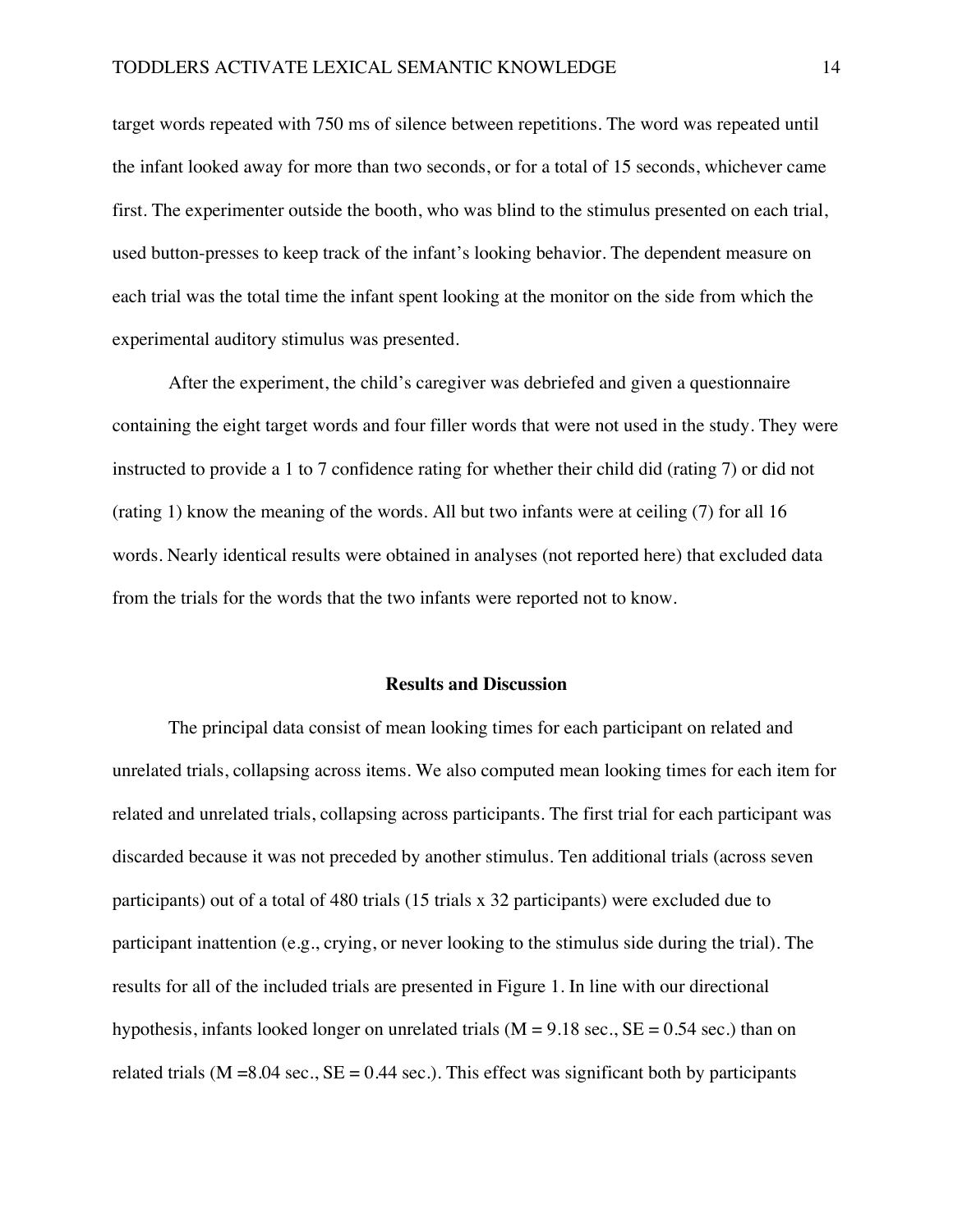target words repeated with 750 ms of silence between repetitions. The word was repeated until the infant looked away for more than two seconds, or for a total of 15 seconds, whichever came first. The experimenter outside the booth, who was blind to the stimulus presented on each trial, used button-presses to keep track of the infant's looking behavior. The dependent measure on each trial was the total time the infant spent looking at the monitor on the side from which the experimental auditory stimulus was presented.

After the experiment, the child's caregiver was debriefed and given a questionnaire containing the eight target words and four filler words that were not used in the study. They were instructed to provide a 1 to 7 confidence rating for whether their child did (rating 7) or did not (rating 1) know the meaning of the words. All but two infants were at ceiling (7) for all 16 words. Nearly identical results were obtained in analyses (not reported here) that excluded data from the trials for the words that the two infants were reported not to know.

## Results and Discussion

The principal data consist of mean looking times for each participant on related and unrelated trials, collapsing across items. We also computed mean looking times for each item for related and unrelated trials, collapsing across participants. The first trial for each participant was discarded because it was not preceded by another stimulus. Ten additional trials (across seven participants) out of a total of 480 trials (15 trials x 32 participants) were excluded due to participant inattention (e.g., crying, or never looking to the stimulus side during the trial). The results for all of the included trials are presented in Figure 1. In line with our directional hypothesis, infants looked longer on unrelated trials ($M = 9.18$ sec., $SE = 0.54$ sec.) than on related trials ($M = 8.04$ sec., $SE = 0.44$ sec.). This effect was significant both by participants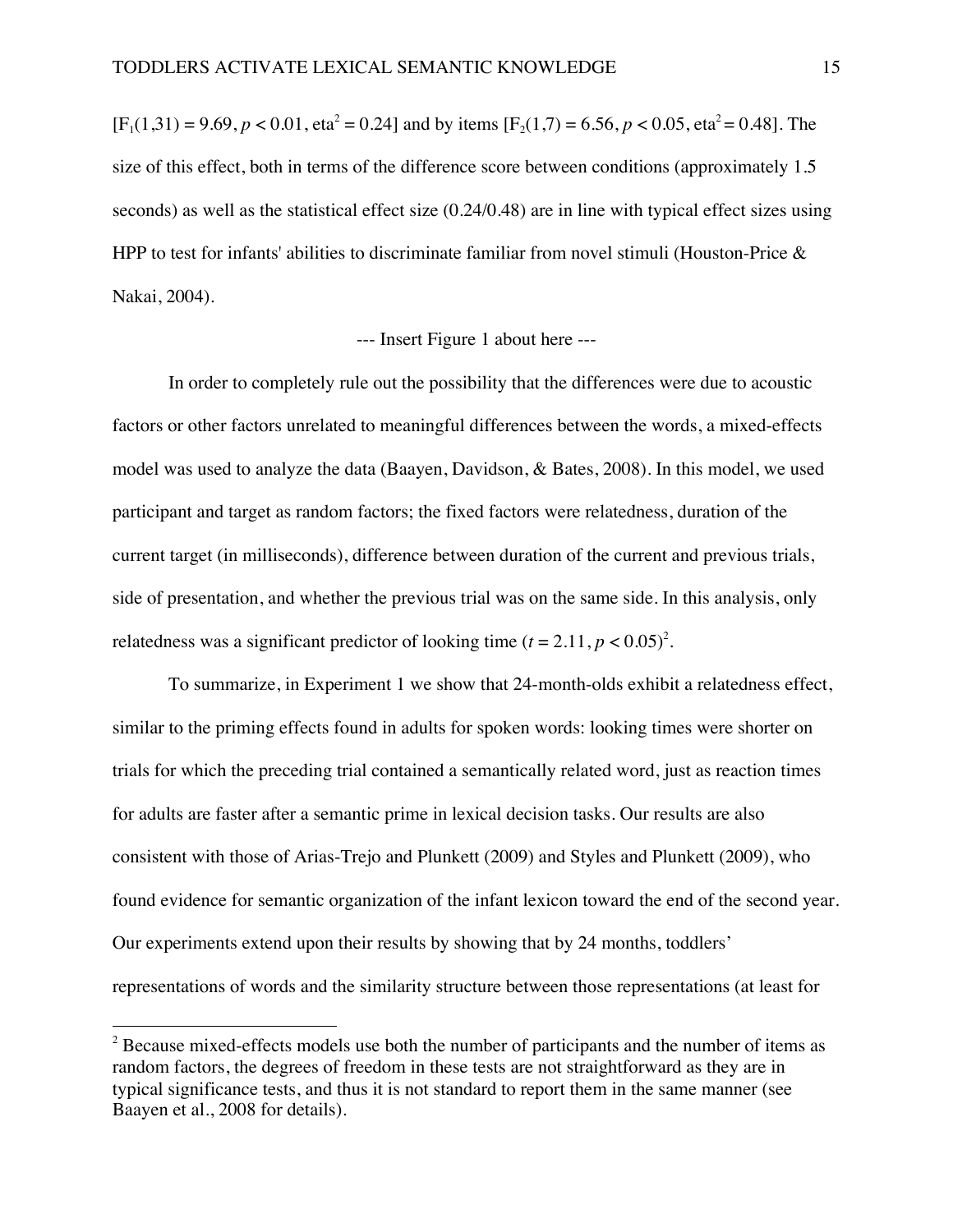[$F_1(1,31) = 9.69$, $p < 0.01$, $\text{eta}^2 = 0.24$] and by items [$F_2(1,7) = 6.56$, $p < 0.05$, $\text{eta}^2 = 0.48$]. The size of this effect, both in terms of the difference score between conditions (approximately 1.5 seconds) as well as the statistical effect size (0.24/0.48) are in line with typical effect sizes using HPP to test for infants' abilities to discriminate familiar from novel stimuli (Houston-Price & Nakai, 2004).

--- Insert Figure 1 about here ---

In order to completely rule out the possibility that the differences were due to acoustic factors or other factors unrelated to meaningful differences between the words, a mixed-effects model was used to analyze the data (Baayen, Davidson, & Bates, 2008). In this model, we used participant and target as random factors; the fixed factors were relatedness, duration of the current target (in milliseconds), difference between duration of the current and previous trials, side of presentation, and whether the previous trial was on the same side. In this analysis, only relatedness was a significant predictor of looking time ($t = 2.11$, $p < 0.05$)[2].

To summarize, in Experiment 1 we show that 24-month-olds exhibit a relatedness effect, similar to the priming effects found in adults for spoken words: looking times were shorter on trials for which the preceding trial contained a semantically related word, just as reaction times for adults are faster after a semantic prime in lexical decision tasks. Our results are also consistent with those of Arias-Trejo and Plunkett (2009) and Styles and Plunkett (2009), who found evidence for semantic organization of the infant lexicon toward the end of the second year. Our experiments extend upon their results by showing that by 24 months, toddlers' representations of words and the similarity structure between those representations (at least for

[2] Because mixed-effects models use both the number of participants and the number of items as random factors, the degrees of freedom in these tests are not straightforward as they are in typical significance tests, and thus it is not standard to report them in the same manner (see Baayen et al., 2008 for details).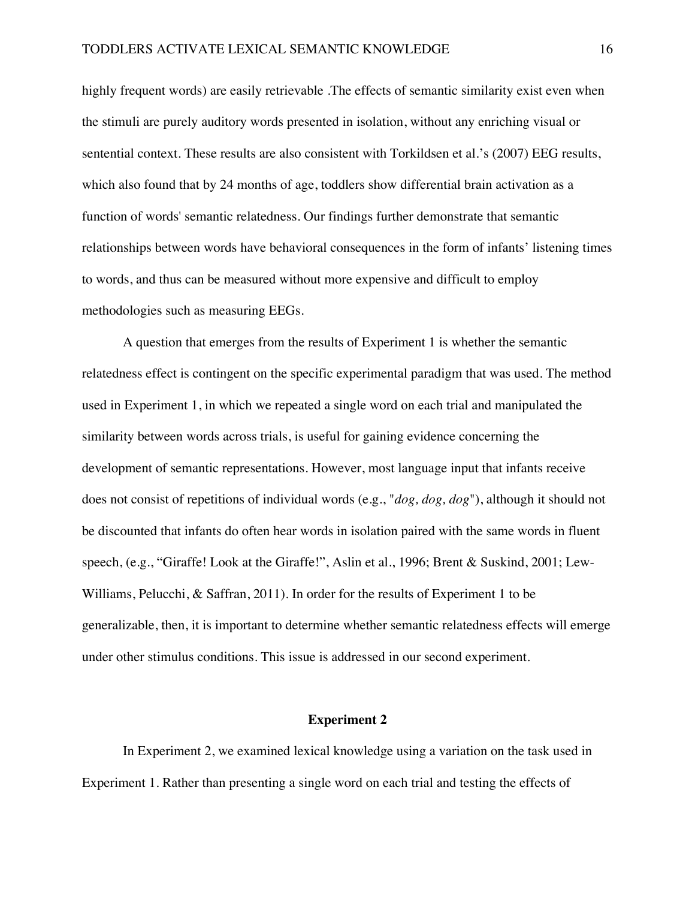highly frequent words) are easily retrievable .The effects of semantic similarity exist even when the stimuli are purely auditory words presented in isolation, without any enriching visual or sentential context. These results are also consistent with Torkildsen et al.'s (2007) EEG results, which also found that by 24 months of age, toddlers show differential brain activation as a function of words' semantic relatedness. Our findings further demonstrate that semantic relationships between words have behavioral consequences in the form of infants' listening times to words, and thus can be measured without more expensive and difficult to employ methodologies such as measuring EEGs.

A question that emerges from the results of Experiment 1 is whether the semantic relatedness effect is contingent on the specific experimental paradigm that was used. The method used in Experiment 1, in which we repeated a single word on each trial and manipulated the similarity between words across trials, is useful for gaining evidence concerning the development of semantic representations. However, most language input that infants receive does not consist of repetitions of individual words (e.g., "*dog, dog, dog*"), although it should not be discounted that infants do often hear words in isolation paired with the same words in fluent speech, (e.g., "Giraffe! Look at the Giraffe!", Aslin et al., 1996; Brent & Suskind, 2001; Lew-Williams, Pelucchi, & Saffran, 2011). In order for the results of Experiment 1 to be generalizable, then, it is important to determine whether semantic relatedness effects will emerge under other stimulus conditions. This issue is addressed in our second experiment.

## Experiment 2

In Experiment 2, we examined lexical knowledge using a variation on the task used in Experiment 1. Rather than presenting a single word on each trial and testing the effects of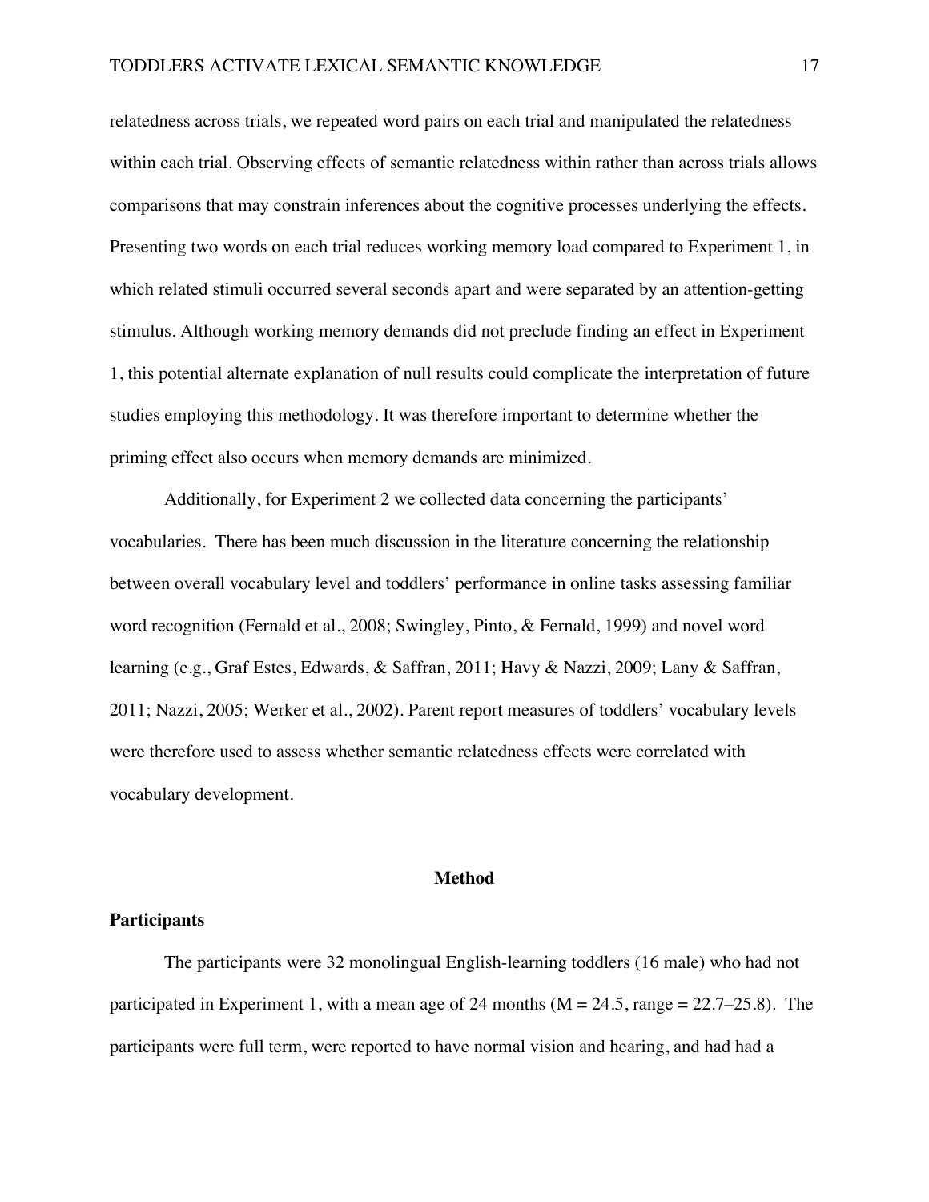relatedness across trials, we repeated word pairs on each trial and manipulated the relatedness within each trial. Observing effects of semantic relatedness within rather than across trials allows comparisons that may constrain inferences about the cognitive processes underlying the effects. Presenting two words on each trial reduces working memory load compared to Experiment 1, in which related stimuli occurred several seconds apart and were separated by an attention-getting stimulus. Although working memory demands did not preclude finding an effect in Experiment 1, this potential alternate explanation of null results could complicate the interpretation of future studies employing this methodology. It was therefore important to determine whether the priming effect also occurs when memory demands are minimized.

Additionally, for Experiment 2 we collected data concerning the participants' vocabularies. There has been much discussion in the literature concerning the relationship between overall vocabulary level and toddlers' performance in online tasks assessing familiar word recognition (Fernald et al., 2008; Swingley, Pinto, & Fernald, 1999) and novel word learning (e.g., Graf Estes, Edwards, & Saffran, 2011; Havy & Nazzi, 2009; Lany & Saffran, 2011; Nazzi, 2005; Werker et al., 2002). Parent report measures of toddlers' vocabulary levels were therefore used to assess whether semantic relatedness effects were correlated with vocabulary development.

## Method

### Participants

The participants were 32 monolingual English-learning toddlers (16 male) who had not participated in Experiment 1, with a mean age of 24 months (M = 24.5, range = 22.7–25.8). The participants were full term, were reported to have normal vision and hearing, and had had a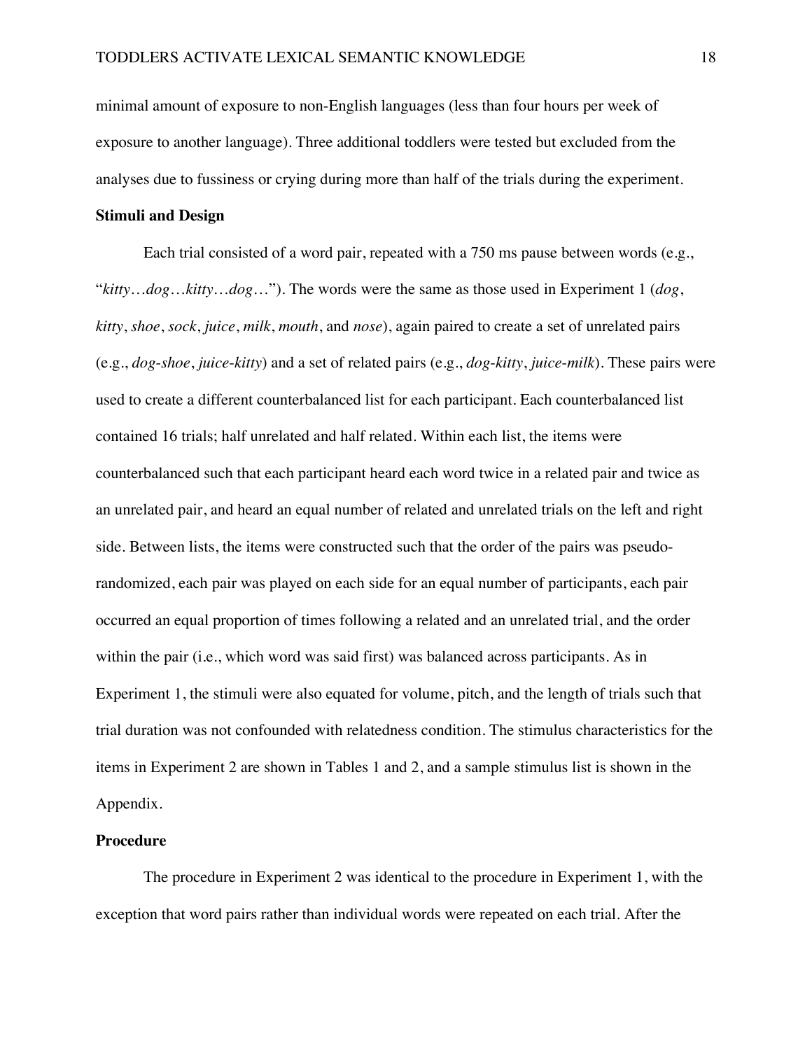minimal amount of exposure to non-English languages (less than four hours per week of exposure to another language). Three additional toddlers were tested but excluded from the analyses due to fussiness or crying during more than half of the trials during the experiment.

### Stimuli and Design

Each trial consisted of a word pair, repeated with a 750 ms pause between words (e.g., "*kitty…dog…kitty…dog…*"). The words were the same as those used in Experiment 1 (*dog*, *kitty*, *shoe*, *sock*, *juice*, *milk*, *mouth*, and *nose*), again paired to create a set of unrelated pairs (e.g., *dog-shoe*, *juice-kitty*) and a set of related pairs (e.g., *dog-kitty*, *juice-milk*). These pairs were used to create a different counterbalanced list for each participant. Each counterbalanced list contained 16 trials; half unrelated and half related. Within each list, the items were counterbalanced such that each participant heard each word twice in a related pair and twice as an unrelated pair, and heard an equal number of related and unrelated trials on the left and right side. Between lists, the items were constructed such that the order of the pairs was pseudo-randomized, each pair was played on each side for an equal number of participants, each pair occurred an equal proportion of times following a related and an unrelated trial, and the order within the pair (i.e., which word was said first) was balanced across participants. As in Experiment 1, the stimuli were also equated for volume, pitch, and the length of trials such that trial duration was not confounded with relatedness condition. The stimulus characteristics for the items in Experiment 2 are shown in Tables 1 and 2, and a sample stimulus list is shown in the Appendix.

### Procedure

The procedure in Experiment 2 was identical to the procedure in Experiment 1, with the exception that word pairs rather than individual words were repeated on each trial. After the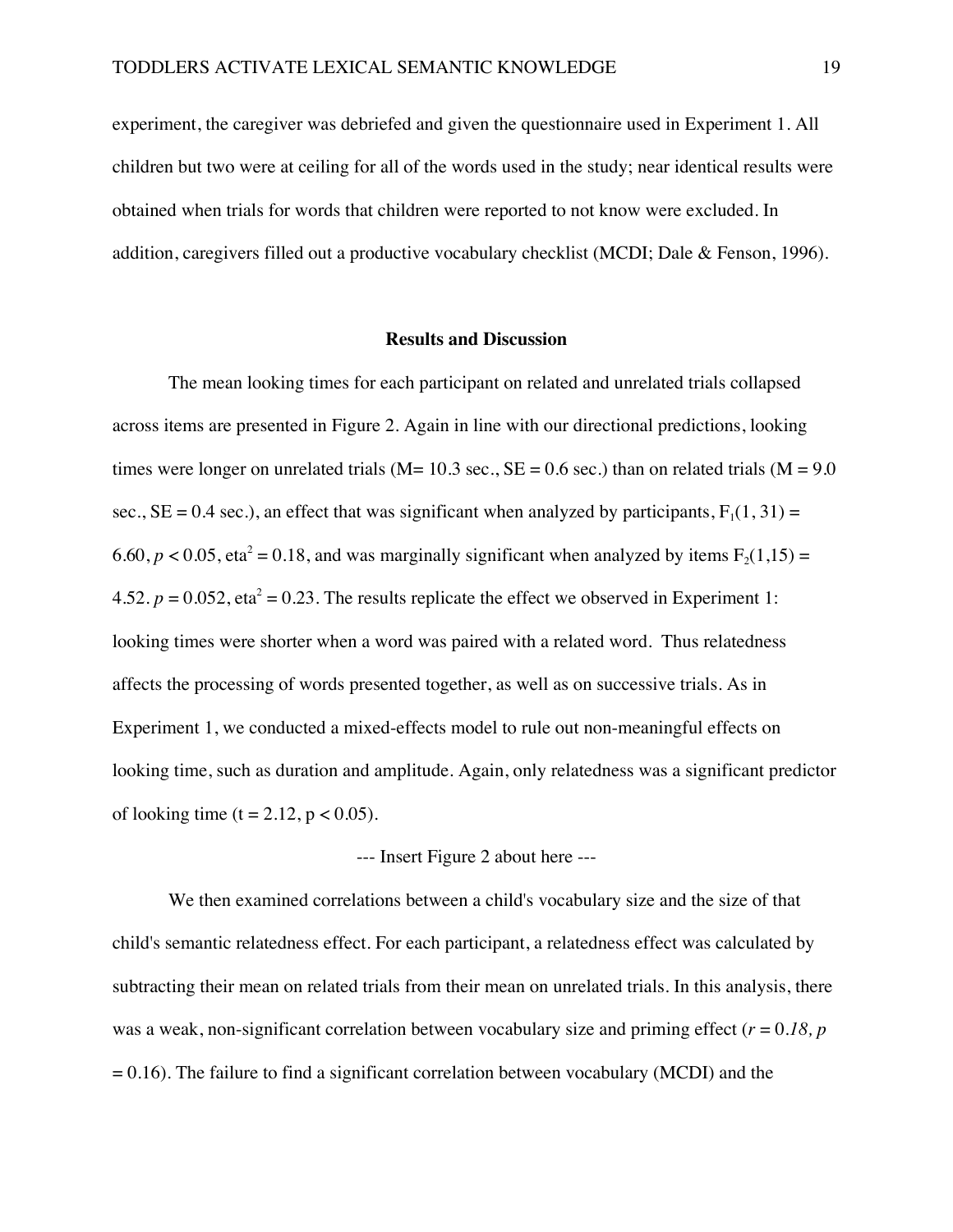experiment, the caregiver was debriefed and given the questionnaire used in Experiment 1. All children but two were at ceiling for all of the words used in the study; near identical results were obtained when trials for words that children were reported to not know were excluded. In addition, caregivers filled out a productive vocabulary checklist (MCDI; Dale & Fenson, 1996).

## Results and Discussion

The mean looking times for each participant on related and unrelated trials collapsed across items are presented in Figure 2. Again in line with our directional predictions, looking times were longer on unrelated trials (M= 10.3 sec., SE = 0.6 sec.) than on related trials (M = 9.0 sec., SE = 0.4 sec.), an effect that was significant when analyzed by participants, $F_1(1, 31) = 6.60$, $p < 0.05$, $eta^2 = 0.18$, and was marginally significant when analyzed by items $F_2(1,15) = 4.52$. $p = 0.052$, $eta^2 = 0.23$. The results replicate the effect we observed in Experiment 1: looking times were shorter when a word was paired with a related word. Thus relatedness affects the processing of words presented together, as well as on successive trials. As in Experiment 1, we conducted a mixed-effects model to rule out non-meaningful effects on looking time, such as duration and amplitude. Again, only relatedness was a significant predictor of looking time ($t = 2.12$, $p < 0.05$).

--- Insert Figure 2 about here ---

We then examined correlations between a child's vocabulary size and the size of that child's semantic relatedness effect. For each participant, a relatedness effect was calculated by subtracting their mean on related trials from their mean on unrelated trials. In this analysis, there was a weak, non-significant correlation between vocabulary size and priming effect ($r = 0.18$, $p = 0.16$). The failure to find a significant correlation between vocabulary (MCDI) and the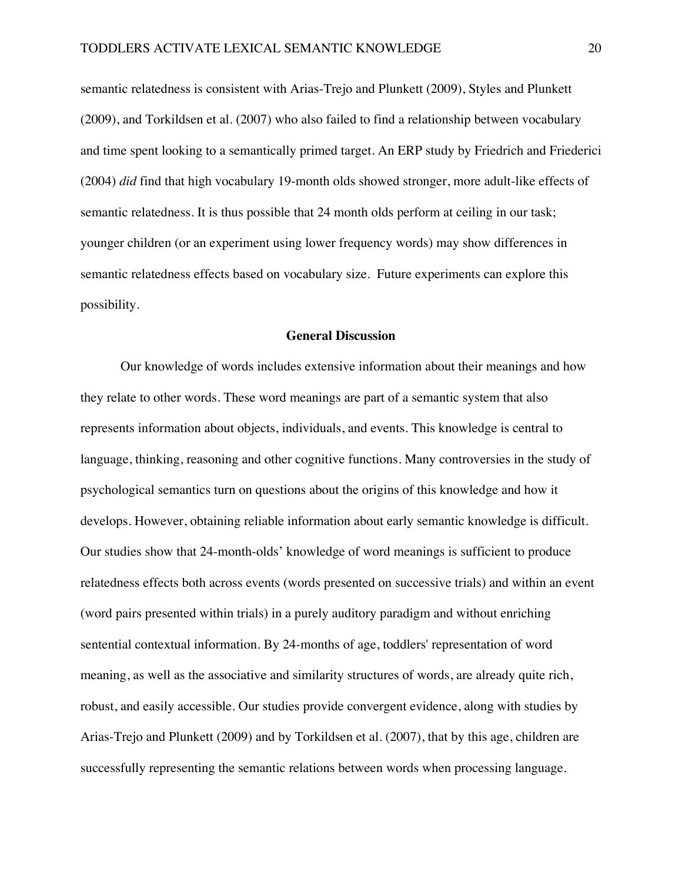semantic relatedness is consistent with Arias-Trejo and Plunkett (2009), Styles and Plunkett (2009), and Torkildsen et al. (2007) who also failed to find a relationship between vocabulary and time spent looking to a semantically primed target. An ERP study by Friedrich and Friederici (2004) *did* find that high vocabulary 19-month olds showed stronger, more adult-like effects of semantic relatedness. It is thus possible that 24 month olds perform at ceiling in our task; younger children (or an experiment using lower frequency words) may show differences in semantic relatedness effects based on vocabulary size. Future experiments can explore this possibility.

## General Discussion

Our knowledge of words includes extensive information about their meanings and how they relate to other words. These word meanings are part of a semantic system that also represents information about objects, individuals, and events. This knowledge is central to language, thinking, reasoning and other cognitive functions. Many controversies in the study of psychological semantics turn on questions about the origins of this knowledge and how it develops. However, obtaining reliable information about early semantic knowledge is difficult. Our studies show that 24-month-olds' knowledge of word meanings is sufficient to produce relatedness effects both across events (words presented on successive trials) and within an event (word pairs presented within trials) in a purely auditory paradigm and without enriching sentential contextual information. By 24-months of age, toddlers' representation of word meaning, as well as the associative and similarity structures of words, are already quite rich, robust, and easily accessible. Our studies provide convergent evidence, along with studies by Arias-Trejo and Plunkett (2009) and by Torkildsen et al. (2007), that by this age, children are successfully representing the semantic relations between words when processing language.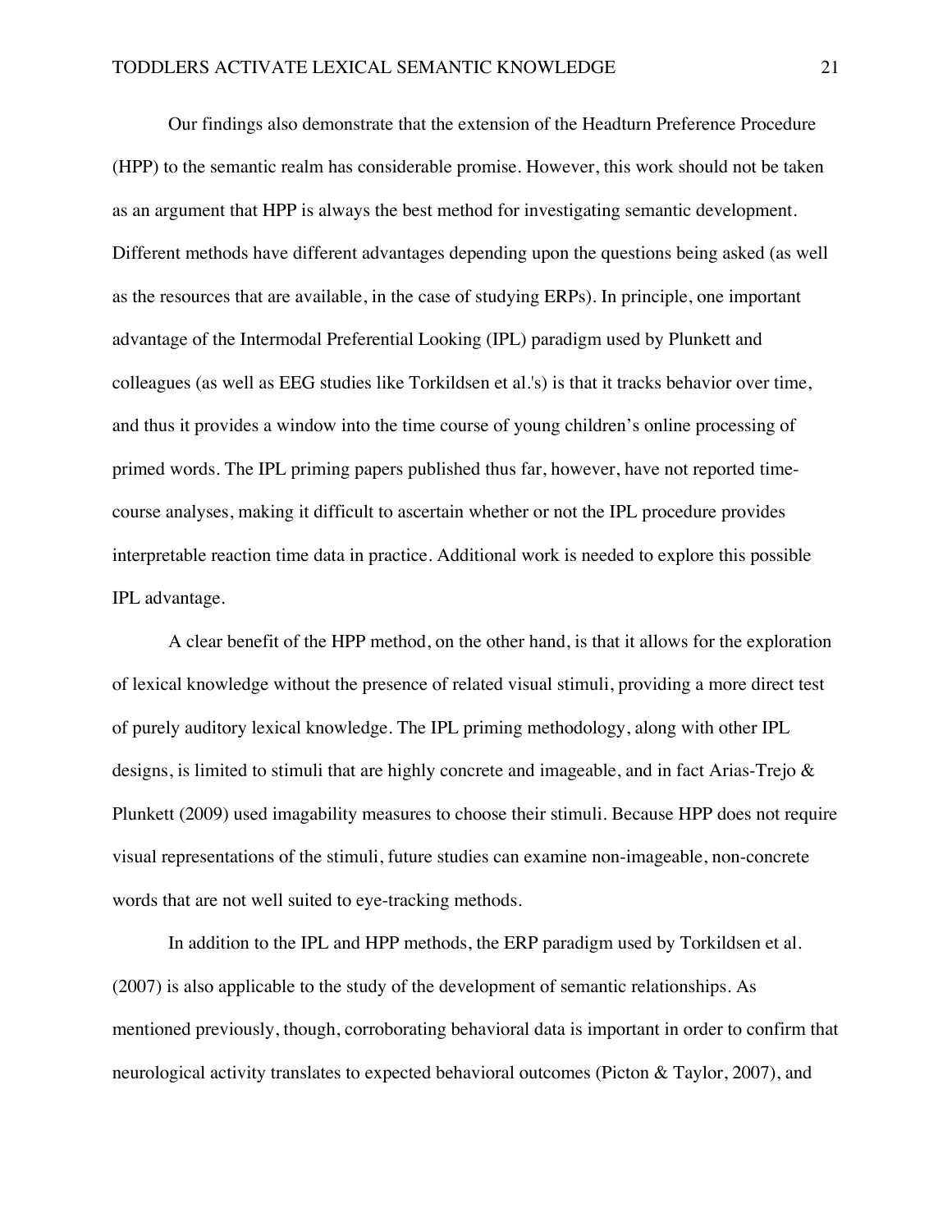Our findings also demonstrate that the extension of the Headturn Preference Procedure (HPP) to the semantic realm has considerable promise. However, this work should not be taken as an argument that HPP is always the best method for investigating semantic development. Different methods have different advantages depending upon the questions being asked (as well as the resources that are available, in the case of studying ERPs). In principle, one important advantage of the Intermodal Preferential Looking (IPL) paradigm used by Plunkett and colleagues (as well as EEG studies like Torkildsen et al.'s) is that it tracks behavior over time, and thus it provides a window into the time course of young children's online processing of primed words. The IPL priming papers published thus far, however, have not reported time-course analyses, making it difficult to ascertain whether or not the IPL procedure provides interpretable reaction time data in practice. Additional work is needed to explore this possible IPL advantage.

A clear benefit of the HPP method, on the other hand, is that it allows for the exploration of lexical knowledge without the presence of related visual stimuli, providing a more direct test of purely auditory lexical knowledge. The IPL priming methodology, along with other IPL designs, is limited to stimuli that are highly concrete and imageable, and in fact Arias-Trejo & Plunkett (2009) used imagability measures to choose their stimuli. Because HPP does not require visual representations of the stimuli, future studies can examine non-imageable, non-concrete words that are not well suited to eye-tracking methods.

In addition to the IPL and HPP methods, the ERP paradigm used by Torkildsen et al. (2007) is also applicable to the study of the development of semantic relationships. As mentioned previously, though, corroborating behavioral data is important in order to confirm that neurological activity translates to expected behavioral outcomes (Picton & Taylor, 2007), and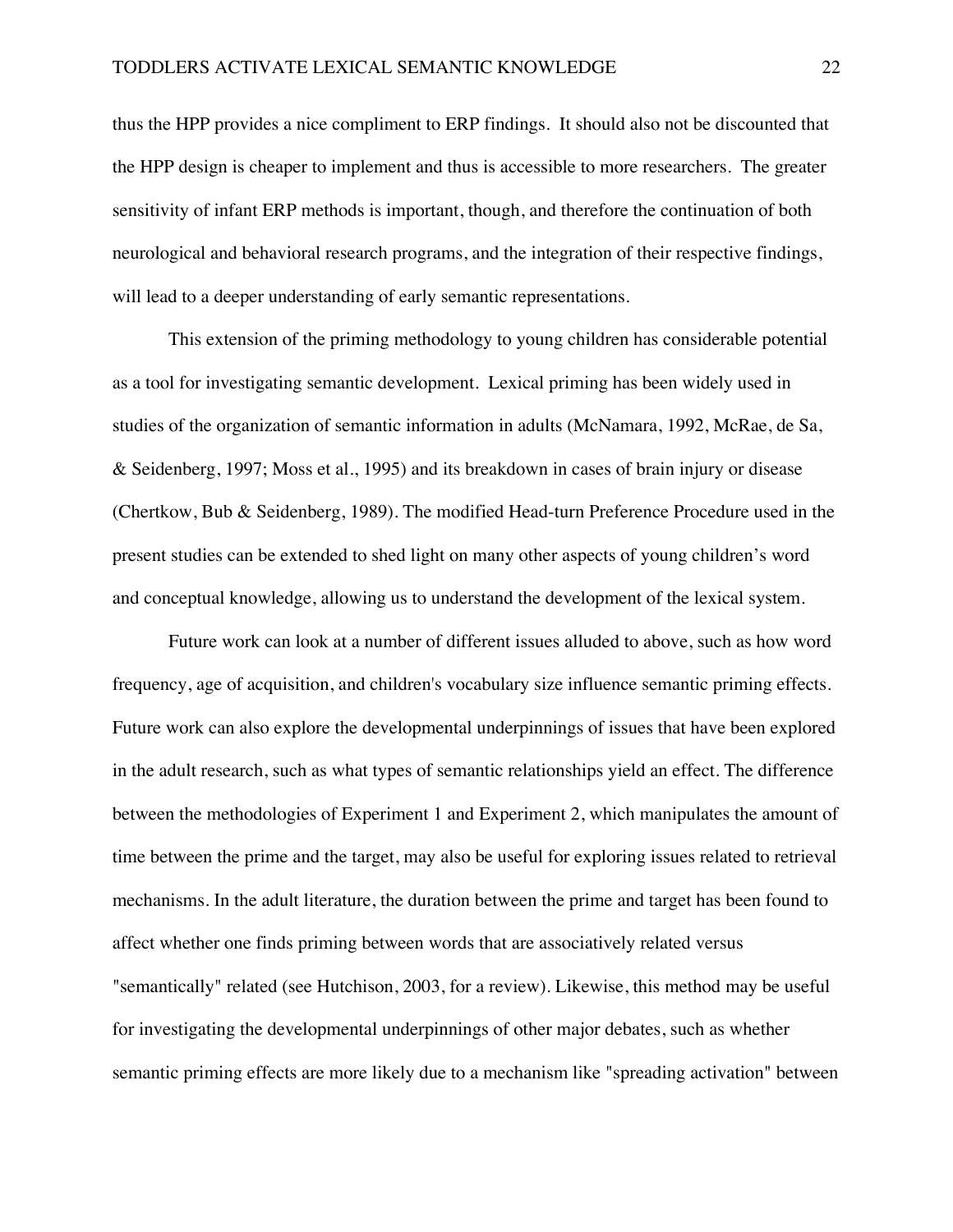thus the HPP provides a nice compliment to ERP findings. It should also not be discounted that the HPP design is cheaper to implement and thus is accessible to more researchers. The greater sensitivity of infant ERP methods is important, though, and therefore the continuation of both neurological and behavioral research programs, and the integration of their respective findings, will lead to a deeper understanding of early semantic representations.

This extension of the priming methodology to young children has considerable potential as a tool for investigating semantic development. Lexical priming has been widely used in studies of the organization of semantic information in adults (McNamara, 1992, McRae, de Sa, & Seidenberg, 1997; Moss et al., 1995) and its breakdown in cases of brain injury or disease (Chertkow, Bub & Seidenberg, 1989). The modified Head-turn Preference Procedure used in the present studies can be extended to shed light on many other aspects of young children's word and conceptual knowledge, allowing us to understand the development of the lexical system.

Future work can look at a number of different issues alluded to above, such as how word frequency, age of acquisition, and children's vocabulary size influence semantic priming effects. Future work can also explore the developmental underpinnings of issues that have been explored in the adult research, such as what types of semantic relationships yield an effect. The difference between the methodologies of Experiment 1 and Experiment 2, which manipulates the amount of time between the prime and the target, may also be useful for exploring issues related to retrieval mechanisms. In the adult literature, the duration between the prime and target has been found to affect whether one finds priming between words that are associatively related versus "semantically" related (see Hutchison, 2003, for a review). Likewise, this method may be useful for investigating the developmental underpinnings of other major debates, such as whether semantic priming effects are more likely due to a mechanism like "spreading activation" between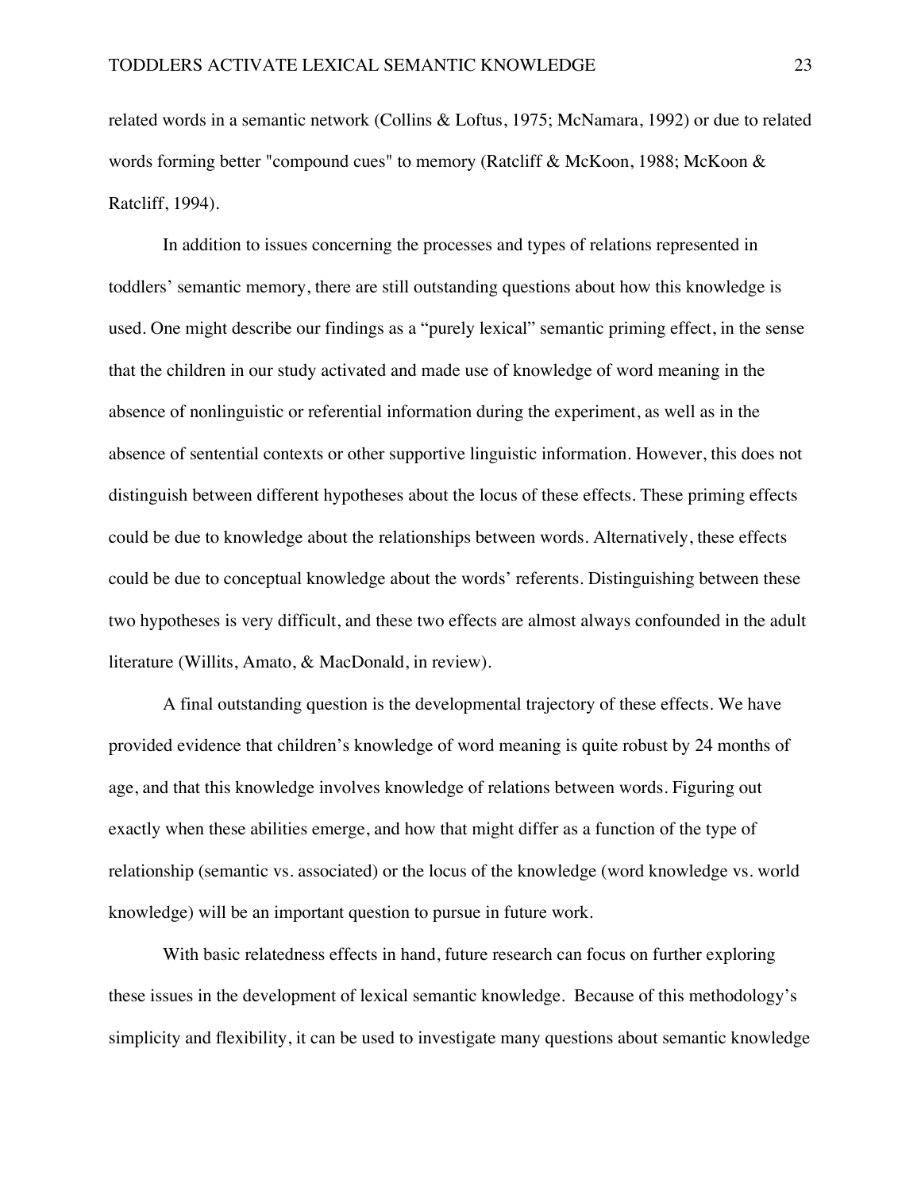related words in a semantic network (Collins & Loftus, 1975; McNamara, 1992) or due to related words forming better "compound cues" to memory (Ratcliff & McKoon, 1988; McKoon & Ratcliff, 1994).

In addition to issues concerning the processes and types of relations represented in toddlers' semantic memory, there are still outstanding questions about how this knowledge is used. One might describe our findings as a "purely lexical" semantic priming effect, in the sense that the children in our study activated and made use of knowledge of word meaning in the absence of nonlinguistic or referential information during the experiment, as well as in the absence of sentential contexts or other supportive linguistic information. However, this does not distinguish between different hypotheses about the locus of these effects. These priming effects could be due to knowledge about the relationships between words. Alternatively, these effects could be due to conceptual knowledge about the words' referents. Distinguishing between these two hypotheses is very difficult, and these two effects are almost always confounded in the adult literature (Willits, Amato, & MacDonald, in review).

A final outstanding question is the developmental trajectory of these effects. We have provided evidence that children's knowledge of word meaning is quite robust by 24 months of age, and that this knowledge involves knowledge of relations between words. Figuring out exactly when these abilities emerge, and how that might differ as a function of the type of relationship (semantic vs. associated) or the locus of the knowledge (word knowledge vs. world knowledge) will be an important question to pursue in future work.

With basic relatedness effects in hand, future research can focus on further exploring these issues in the development of lexical semantic knowledge. Because of this methodology's simplicity and flexibility, it can be used to investigate many questions about semantic knowledge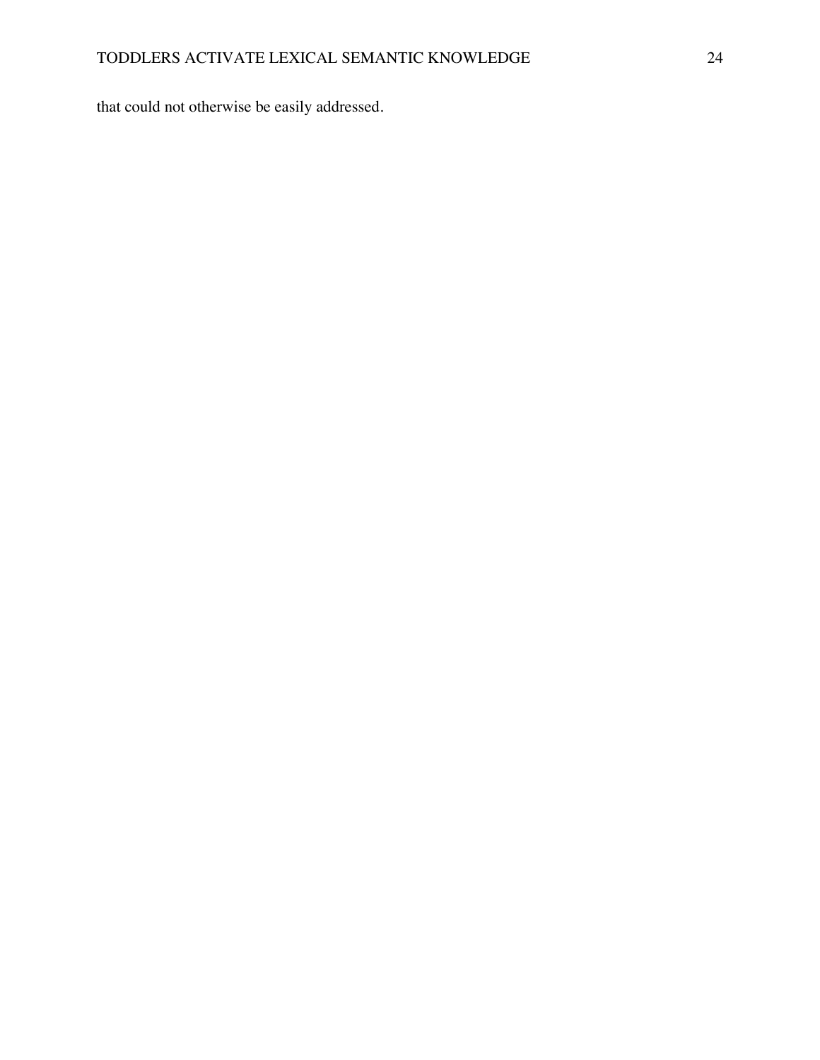that could not otherwise be easily addressed.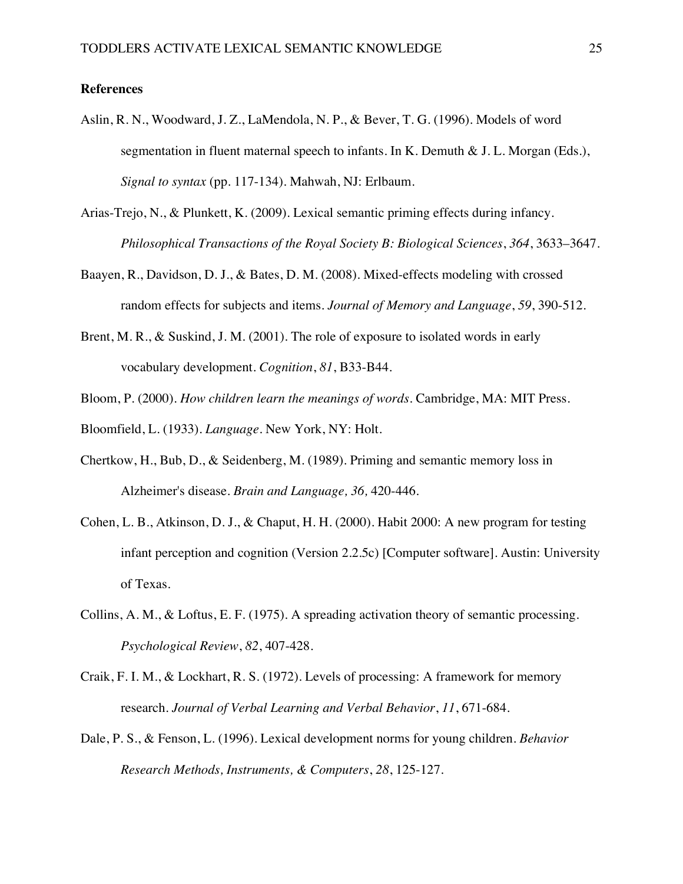**References**

Aslin, R. N., Woodward, J. Z., LaMendola, N. P., & Bever, T. G. (1996). Models of word segmentation in fluent maternal speech to infants. In K. Demuth & J. L. Morgan (Eds.), *Signal to syntax* (pp. 117-134). Mahwah, NJ: Erlbaum.

Arias-Trejo, N., & Plunkett, K. (2009). Lexical semantic priming effects during infancy. *Philosophical Transactions of the Royal Society B: Biological Sciences*, *364*, 3633–3647.

Baayen, R., Davidson, D. J., & Bates, D. M. (2008). Mixed-effects modeling with crossed random effects for subjects and items. *Journal of Memory and Language*, *59*, 390-512.

Brent, M. R., & Suskind, J. M. (2001). The role of exposure to isolated words in early vocabulary development. *Cognition*, *81*, B33-B44.

Bloom, P. (2000). *How children learn the meanings of words*. Cambridge, MA: MIT Press.

Bloomfield, L. (1933). *Language*. New York, NY: Holt.

Chertkow, H., Bub, D., & Seidenberg, M. (1989). Priming and semantic memory loss in Alzheimer's disease. *Brain and Language, 36,* 420-446.

Cohen, L. B., Atkinson, D. J., & Chaput, H. H. (2000). Habit 2000: A new program for testing infant perception and cognition (Version 2.2.5c) [Computer software]. Austin: University of Texas.

Collins, A. M., & Loftus, E. F. (1975). A spreading activation theory of semantic processing. *Psychological Review*, *82*, 407-428.

Craik, F. I. M., & Lockhart, R. S. (1972). Levels of processing: A framework for memory research. *Journal of Verbal Learning and Verbal Behavior*, *11*, 671-684.

Dale, P. S., & Fenson, L. (1996). Lexical development norms for young children. *Behavior Research Methods, Instruments, & Computers*, *28*, 125-127.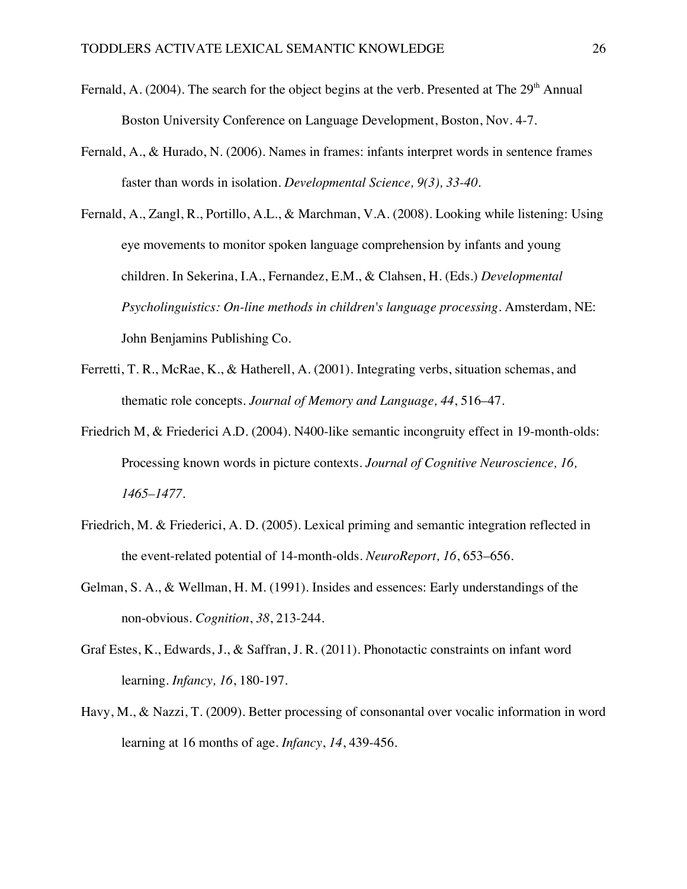Fernald, A. (2004). The search for the object begins at the verb. Presented at The 29th Annual Boston University Conference on Language Development, Boston, Nov. 4-7.

Fernald, A., & Hurado, N. (2006). Names in frames: infants interpret words in sentence frames faster than words in isolation. *Developmental Science, 9(3), 33-40*.

Fernald, A., Zangl, R., Portillo, A.L., & Marchman, V.A. (2008). Looking while listening: Using eye movements to monitor spoken language comprehension by infants and young children. In Sekerina, I.A., Fernandez, E.M., & Clahsen, H. (Eds.) *Developmental Psycholinguistics: On-line methods in children's language processing*. Amsterdam, NE: John Benjamins Publishing Co.

Ferretti, T. R., McRae, K., & Hatherell, A. (2001). Integrating verbs, situation schemas, and thematic role concepts. *Journal of Memory and Language, 44*, 516–47.

Friedrich M, & Friederici A.D. (2004). N400-like semantic incongruity effect in 19-month-olds: Processing known words in picture contexts. *Journal of Cognitive Neuroscience, 16, 1465–1477*.

Friedrich, M. & Friederici, A. D. (2005). Lexical priming and semantic integration reflected in the event-related potential of 14-month-olds. *NeuroReport, 16*, 653–656.

Gelman, S. A., & Wellman, H. M. (1991). Insides and essences: Early understandings of the non-obvious. *Cognition*, *38*, 213-244.

Graf Estes, K., Edwards, J., & Saffran, J. R. (2011). Phonotactic constraints on infant word learning. *Infancy, 16*, 180-197.

Havy, M., & Nazzi, T. (2009). Better processing of consonantal over vocalic information in word learning at 16 months of age. *Infancy*, *14*, 439-456.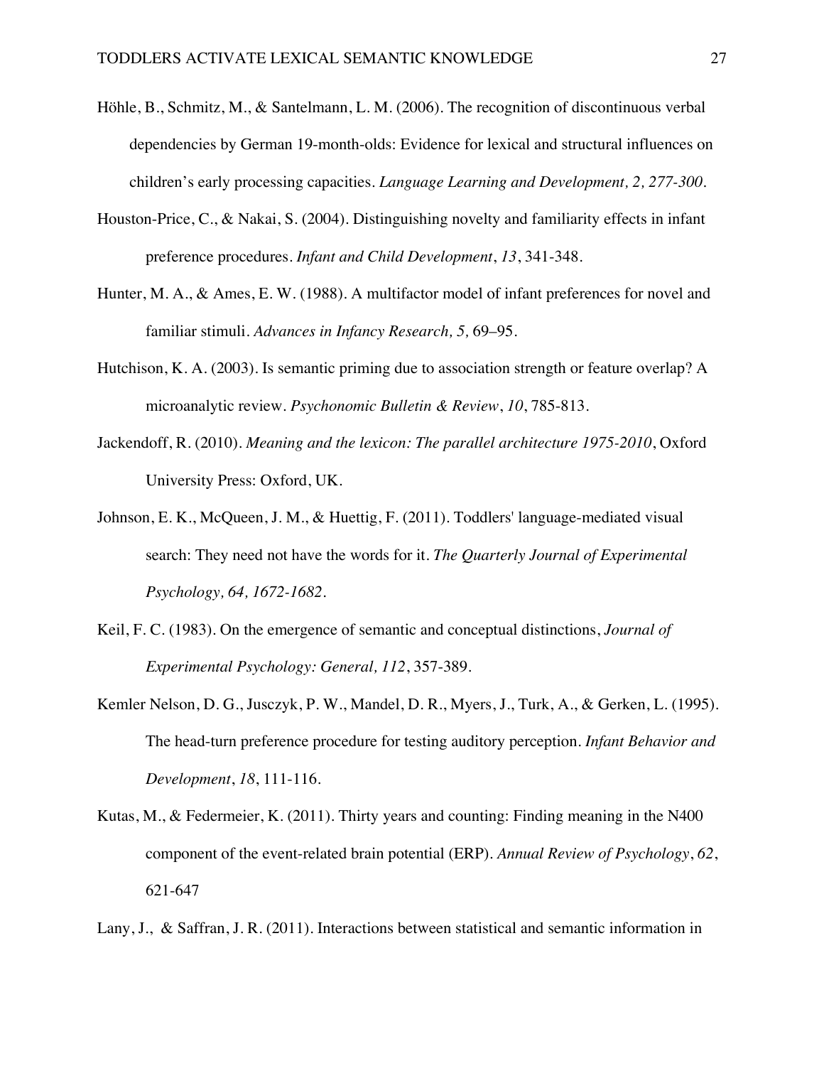Höhle, B., Schmitz, M., & Santelmann, L. M. (2006). The recognition of discontinuous verbal dependencies by German 19-month-olds: Evidence for lexical and structural influences on children's early processing capacities. *Language Learning and Development, 2, 277-300.*

Houston-Price, C., & Nakai, S. (2004). Distinguishing novelty and familiarity effects in infant preference procedures. *Infant and Child Development*, *13*, 341-348.

Hunter, M. A., & Ames, E. W. (1988). A multifactor model of infant preferences for novel and familiar stimuli. *Advances in Infancy Research, 5,* 69–95.

Hutchison, K. A. (2003). Is semantic priming due to association strength or feature overlap? A microanalytic review. *Psychonomic Bulletin & Review*, *10*, 785-813.

Jackendoff, R. (2010). *Meaning and the lexicon: The parallel architecture 1975-2010*, Oxford University Press: Oxford, UK.

Johnson, E. K., McQueen, J. M., & Huettig, F. (2011). Toddlers' language-mediated visual search: They need not have the words for it. *The Quarterly Journal of Experimental Psychology, 64, 1672-1682.*

Keil, F. C. (1983). On the emergence of semantic and conceptual distinctions, *Journal of Experimental Psychology: General, 112*, 357-389.

Kemler Nelson, D. G., Jusczyk, P. W., Mandel, D. R., Myers, J., Turk, A., & Gerken, L. (1995). The head-turn preference procedure for testing auditory perception. *Infant Behavior and Development*, *18*, 111-116.

Kutas, M., & Federmeier, K. (2011). Thirty years and counting: Finding meaning in the N400 component of the event-related brain potential (ERP). *Annual Review of Psychology*, *62*, 621-647

Lany, J., & Saffran, J. R. (2011). Interactions between statistical and semantic information in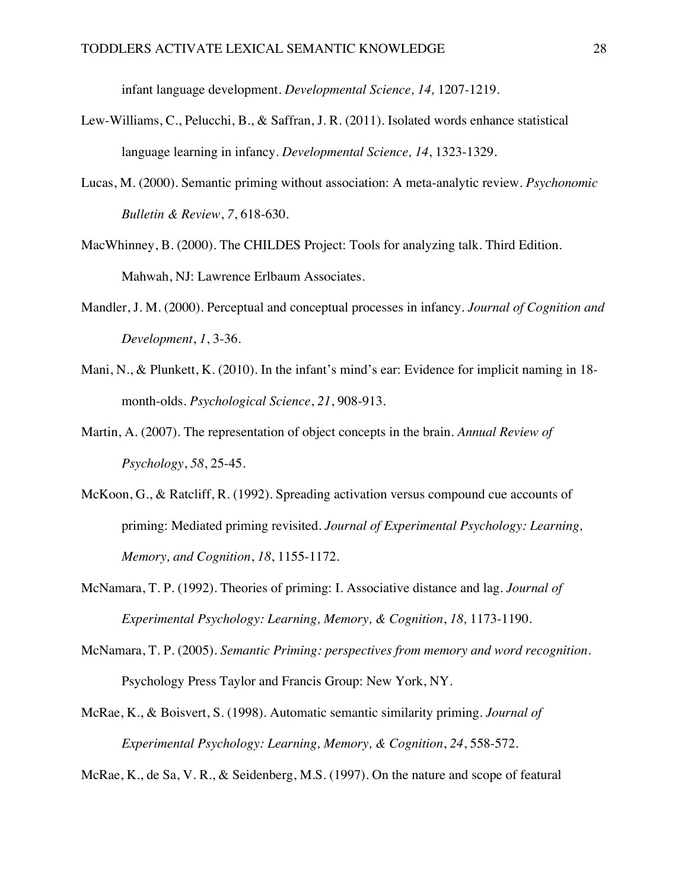infant language development. *Developmental Science, 14,* 1207-1219.

Lew-Williams, C., Pelucchi, B., & Saffran, J. R. (2011). Isolated words enhance statistical language learning in infancy. *Developmental Science, 14*, 1323-1329.

Lucas, M. (2000). Semantic priming without association: A meta-analytic review. *Psychonomic Bulletin & Review*, *7*, 618-630.

MacWhinney, B. (2000). The CHILDES Project: Tools for analyzing talk. Third Edition. Mahwah, NJ: Lawrence Erlbaum Associates.

Mandler, J. M. (2000). Perceptual and conceptual processes in infancy. *Journal of Cognition and Development*, *1*, 3-36.

Mani, N., & Plunkett, K. (2010). In the infant's mind's ear: Evidence for implicit naming in 18-month-olds. *Psychological Science*, *21*, 908-913.

Martin, A. (2007). The representation of object concepts in the brain. *Annual Review of Psychology*, *58*, 25-45.

McKoon, G., & Ratcliff, R. (1992). Spreading activation versus compound cue accounts of priming: Mediated priming revisited. *Journal of Experimental Psychology: Learning, Memory, and Cognition*, *18*, 1155-1172.

McNamara, T. P. (1992). Theories of priming: I. Associative distance and lag. *Journal of Experimental Psychology: Learning, Memory, & Cognition*, *18,* 1173-1190.

McNamara, T. P. (2005). *Semantic Priming: perspectives from memory and word recognition*. Psychology Press Taylor and Francis Group: New York, NY.

McRae, K., & Boisvert, S. (1998). Automatic semantic similarity priming. *Journal of Experimental Psychology: Learning, Memory, & Cognition*, *24*, 558-572.

McRae, K., de Sa, V. R., & Seidenberg, M.S. (1997). On the nature and scope of featural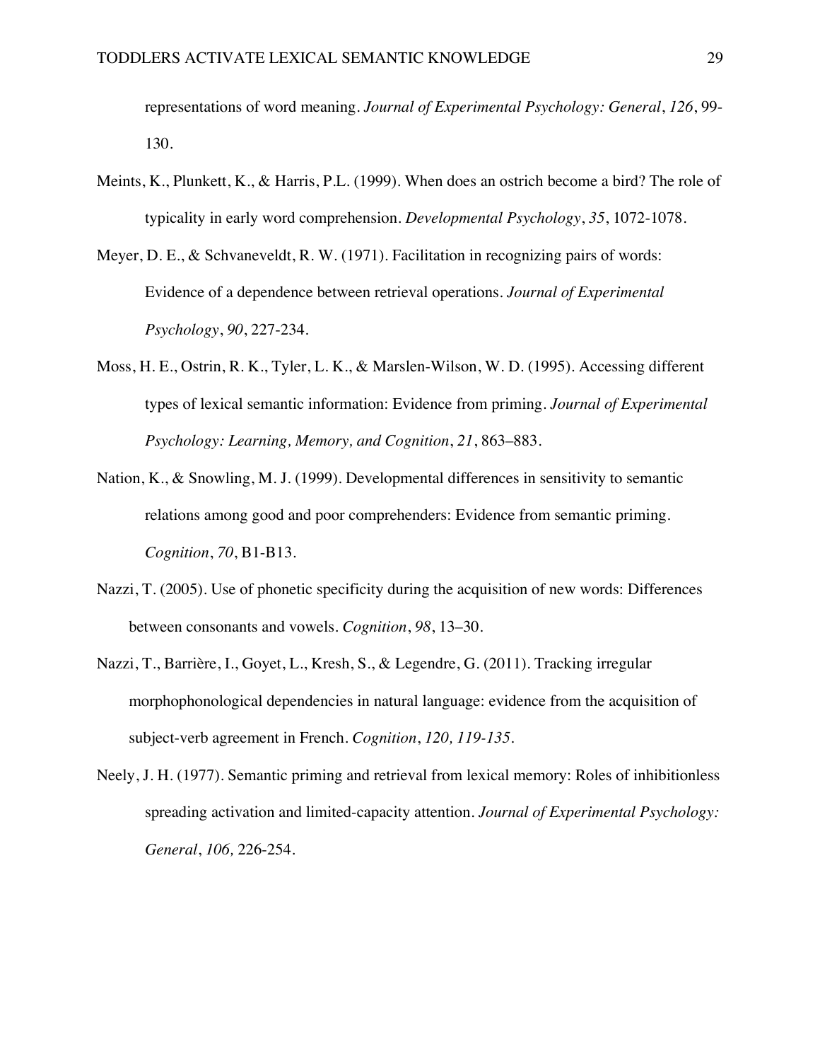representations of word meaning. *Journal of Experimental Psychology: General*, *126*, 99-130.

Meints, K., Plunkett, K., & Harris, P.L. (1999). When does an ostrich become a bird? The role of typicality in early word comprehension. *Developmental Psychology*, *35*, 1072-1078.

Meyer, D. E., & Schvaneveldt, R. W. (1971). Facilitation in recognizing pairs of words: Evidence of a dependence between retrieval operations. *Journal of Experimental Psychology*, *90*, 227-234.

Moss, H. E., Ostrin, R. K., Tyler, L. K., & Marslen-Wilson, W. D. (1995). Accessing different types of lexical semantic information: Evidence from priming. *Journal of Experimental Psychology: Learning, Memory, and Cognition*, *21*, 863–883.

Nation, K., & Snowling, M. J. (1999). Developmental differences in sensitivity to semantic relations among good and poor comprehenders: Evidence from semantic priming. *Cognition*, *70*, B1-B13.

Nazzi, T. (2005). Use of phonetic specificity during the acquisition of new words: Differences between consonants and vowels. *Cognition*, *98*, 13–30.

Nazzi, T., Barrière, I., Goyet, L., Kresh, S., & Legendre, G. (2011). Tracking irregular morphophonological dependencies in natural language: evidence from the acquisition of subject-verb agreement in French. *Cognition*, *120, 119-135*.

Neely, J. H. (1977). Semantic priming and retrieval from lexical memory: Roles of inhibitionless spreading activation and limited-capacity attention. *Journal of Experimental Psychology: General*, *106,* 226-254.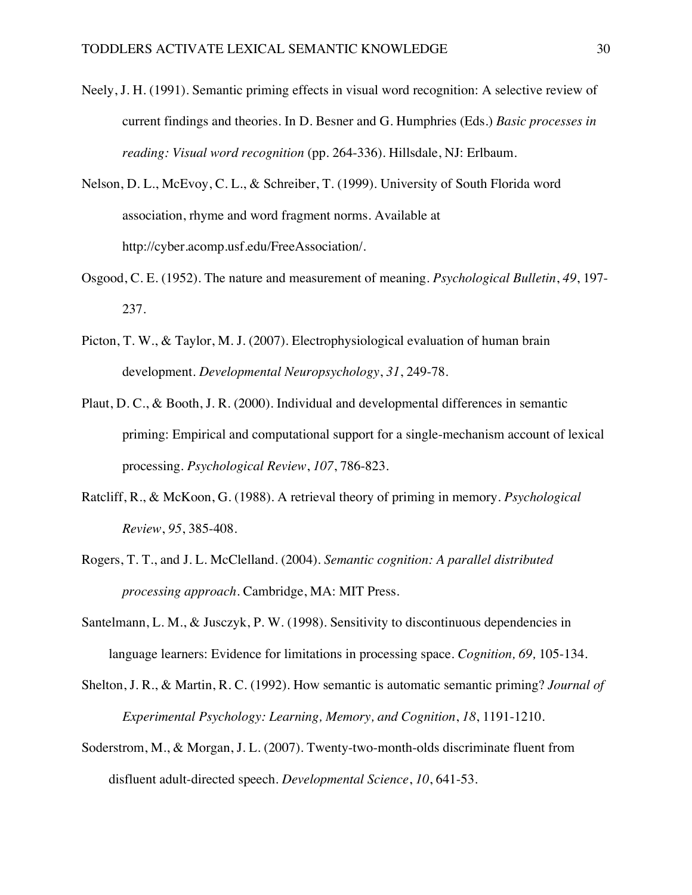Neely, J. H. (1991). Semantic priming effects in visual word recognition: A selective review of current findings and theories. In D. Besner and G. Humphries (Eds.) *Basic processes in reading: Visual word recognition* (pp. 264-336). Hillsdale, NJ: Erlbaum.

Nelson, D. L., McEvoy, C. L., & Schreiber, T. (1999). University of South Florida word association, rhyme and word fragment norms. Available at http://cyber.acomp.usf.edu/FreeAssociation/.

Osgood, C. E. (1952). The nature and measurement of meaning. *Psychological Bulletin*, *49*, 197-237.

Picton, T. W., & Taylor, M. J. (2007). Electrophysiological evaluation of human brain development. *Developmental Neuropsychology*, *31*, 249-78.

Plaut, D. C., & Booth, J. R. (2000). Individual and developmental differences in semantic priming: Empirical and computational support for a single-mechanism account of lexical processing. *Psychological Review*, *107*, 786-823.

Ratcliff, R., & McKoon, G. (1988). A retrieval theory of priming in memory. *Psychological Review*, *95*, 385-408.

Rogers, T. T., and J. L. McClelland. (2004). *Semantic cognition: A parallel distributed processing approach*. Cambridge, MA: MIT Press.

Santelmann, L. M., & Jusczyk, P. W. (1998). Sensitivity to discontinuous dependencies in language learners: Evidence for limitations in processing space. *Cognition, 69,* 105-134.

Shelton, J. R., & Martin, R. C. (1992). How semantic is automatic semantic priming? *Journal of Experimental Psychology: Learning, Memory, and Cognition*, *18*, 1191-1210.

Soderstrom, M., & Morgan, J. L. (2007). Twenty-two-month-olds discriminate fluent from disfluent adult-directed speech. *Developmental Science*, *10*, 641-53.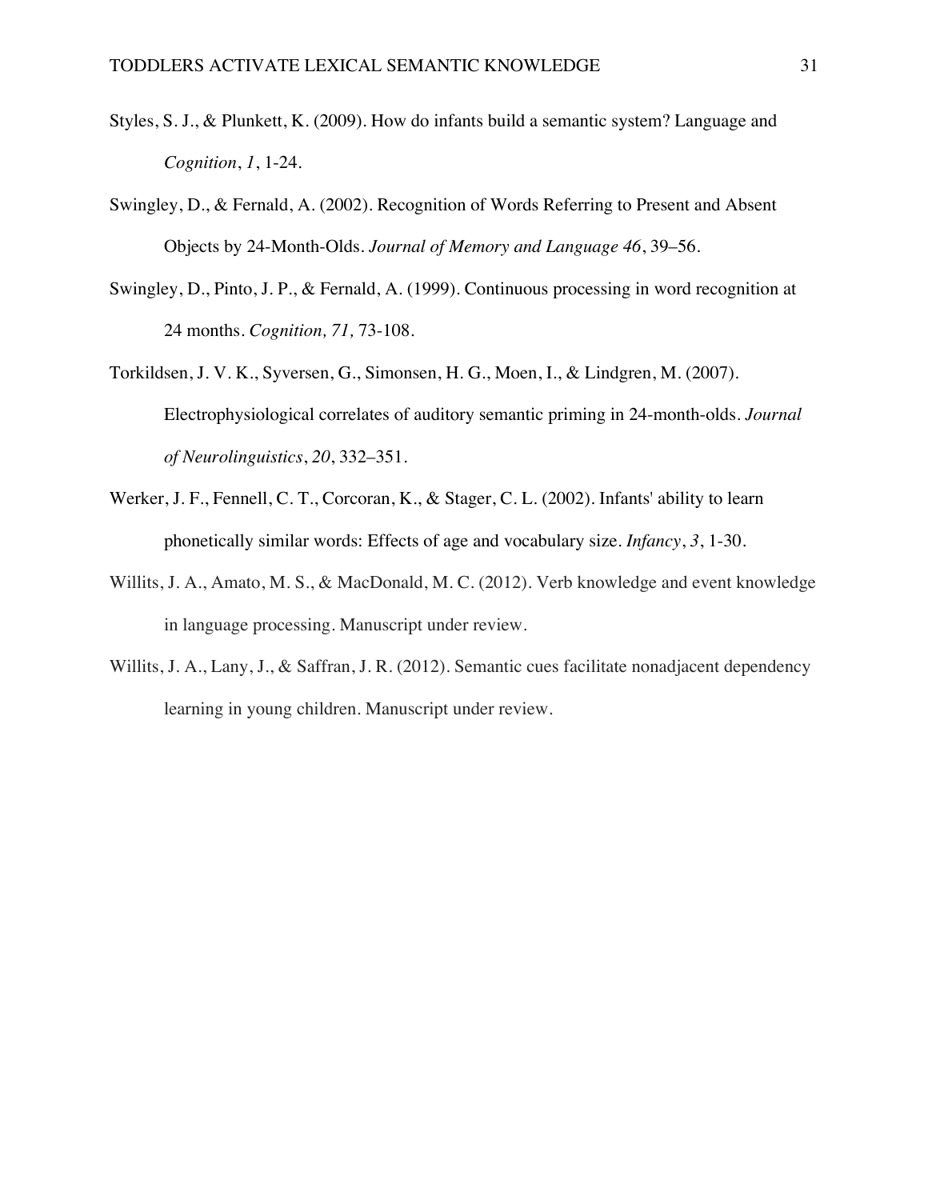Styles, S. J., & Plunkett, K. (2009). How do infants build a semantic system? Language and *Cognition*, *1*, 1-24.

Swingley, D., & Fernald, A. (2002). Recognition of Words Referring to Present and Absent Objects by 24-Month-Olds. *Journal of Memory and Language 46*, 39–56.

Swingley, D., Pinto, J. P., & Fernald, A. (1999). Continuous processing in word recognition at 24 months. *Cognition, 71,* 73-108.

Torkildsen, J. V. K., Syversen, G., Simonsen, H. G., Moen, I., & Lindgren, M. (2007). Electrophysiological correlates of auditory semantic priming in 24-month-olds. *Journal of Neurolinguistics*, *20*, 332–351.

Werker, J. F., Fennell, C. T., Corcoran, K., & Stager, C. L. (2002). Infants' ability to learn phonetically similar words: Effects of age and vocabulary size. *Infancy*, *3*, 1-30.

Willits, J. A., Amato, M. S., & MacDonald, M. C. (2012). Verb knowledge and event knowledge in language processing. Manuscript under review.

Willits, J. A., Lany, J., & Saffran, J. R. (2012). Semantic cues facilitate nonadjacent dependency learning in young children. Manuscript under review.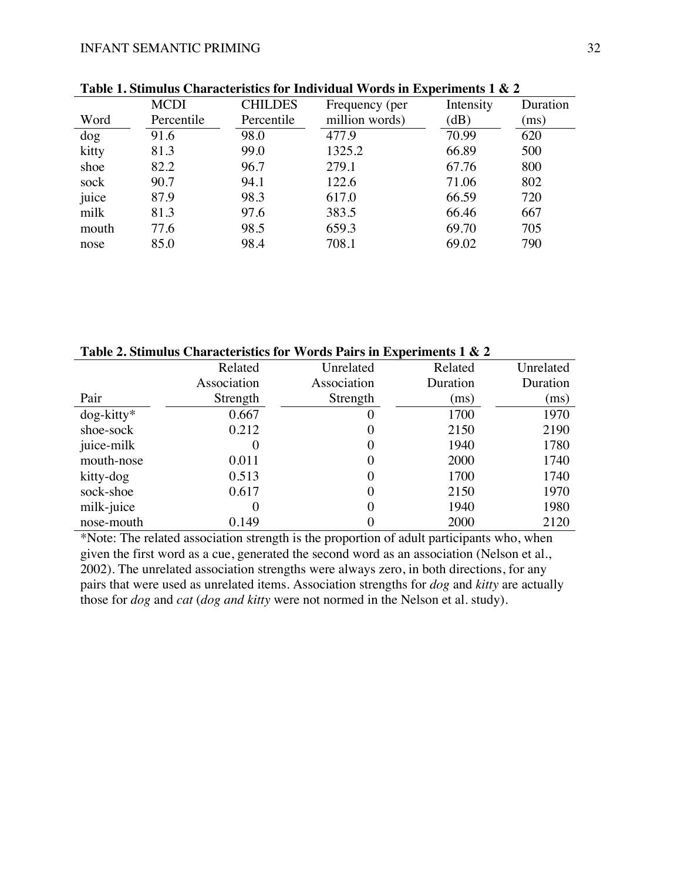**Table 1. Stimulus Characteristics for Individual Words in Experiments 1 & 2**

| Word | MCDI Percentile | CHILDES Percentile | Frequency (per million words) | Intensity (dB) | Duration (ms) |
|---|---|---|---|---|---|
| dog | 91.6 | 98.0 | 477.9 | 70.99 | 620 |
| kitty | 81.3 | 99.0 | 1325.2 | 66.89 | 500 |
| shoe | 82.2 | 96.7 | 279.1 | 67.76 | 800 |
| sock | 90.7 | 94.1 | 122.6 | 71.06 | 802 |
| juice | 87.9 | 98.3 | 617.0 | 66.59 | 720 |
| milk | 81.3 | 97.6 | 383.5 | 66.46 | 667 |
| mouth | 77.6 | 98.5 | 659.3 | 69.70 | 705 |
| nose | 85.0 | 98.4 | 708.1 | 69.02 | 790 |

**Table 2. Stimulus Characteristics for Words Pairs in Experiments 1 & 2**

| Pair | Related Association Strength | Unrelated Association Strength | Related Duration (ms) | Unrelated Duration (ms) |
|---|---|---|---|---|
| dog-kitty* | 0.667 | 0 | 1700 | 1970 |
| shoe-sock | 0.212 | 0 | 2150 | 2190 |
| juice-milk | 0 | 0 | 1940 | 1780 |
| mouth-nose | 0.011 | 0 | 2000 | 1740 |
| kitty-dog | 0.513 | 0 | 1700 | 1740 |
| sock-shoe | 0.617 | 0 | 2150 | 1970 |
| milk-juice | 0 | 0 | 1940 | 1980 |
| nose-mouth | 0.149 | 0 | 2000 | 2120 |

*Note: The related association strength is the proportion of adult participants who, when given the first word as a cue, generated the second word as an association (Nelson et al., 2002). The unrelated association strengths were always zero, in both directions, for any pairs that were used as unrelated items. Association strengths for *dog* and *kitty* are actually those for *dog* and *cat* (*dog and kitty* were not normed in the Nelson et al. study).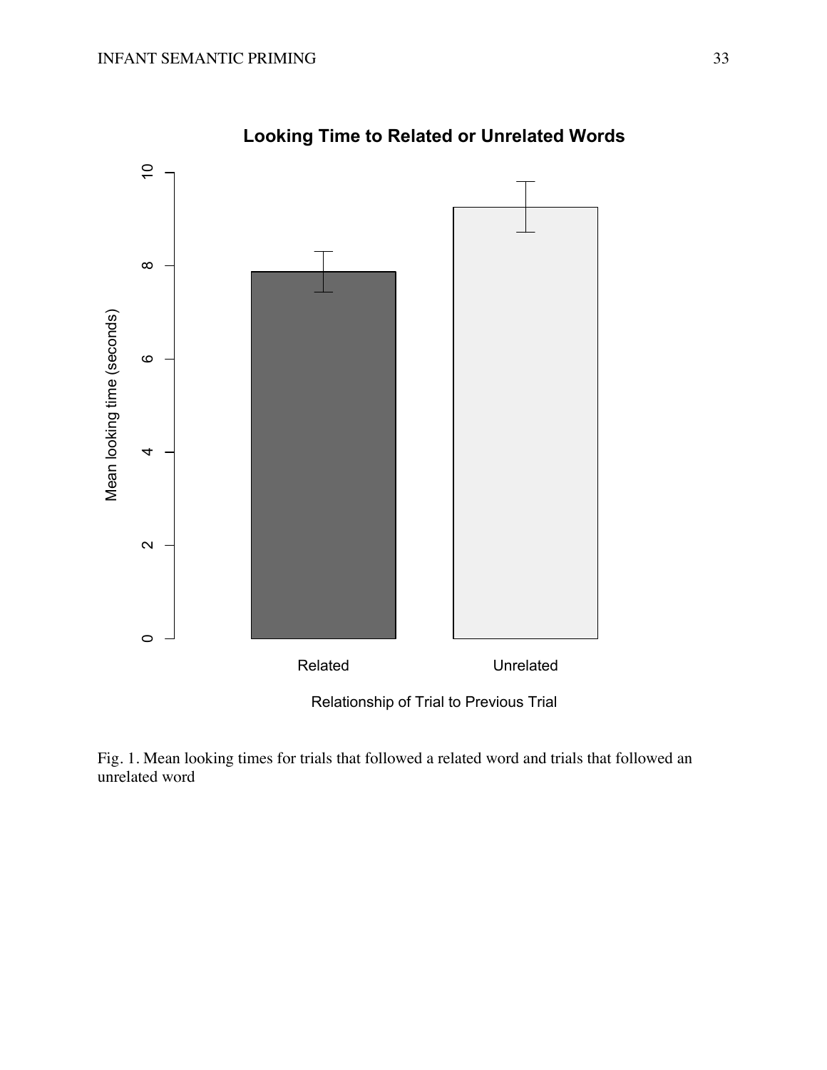Fig. 1. Mean looking times for trials that followed a related word and trials that followed an unrelated word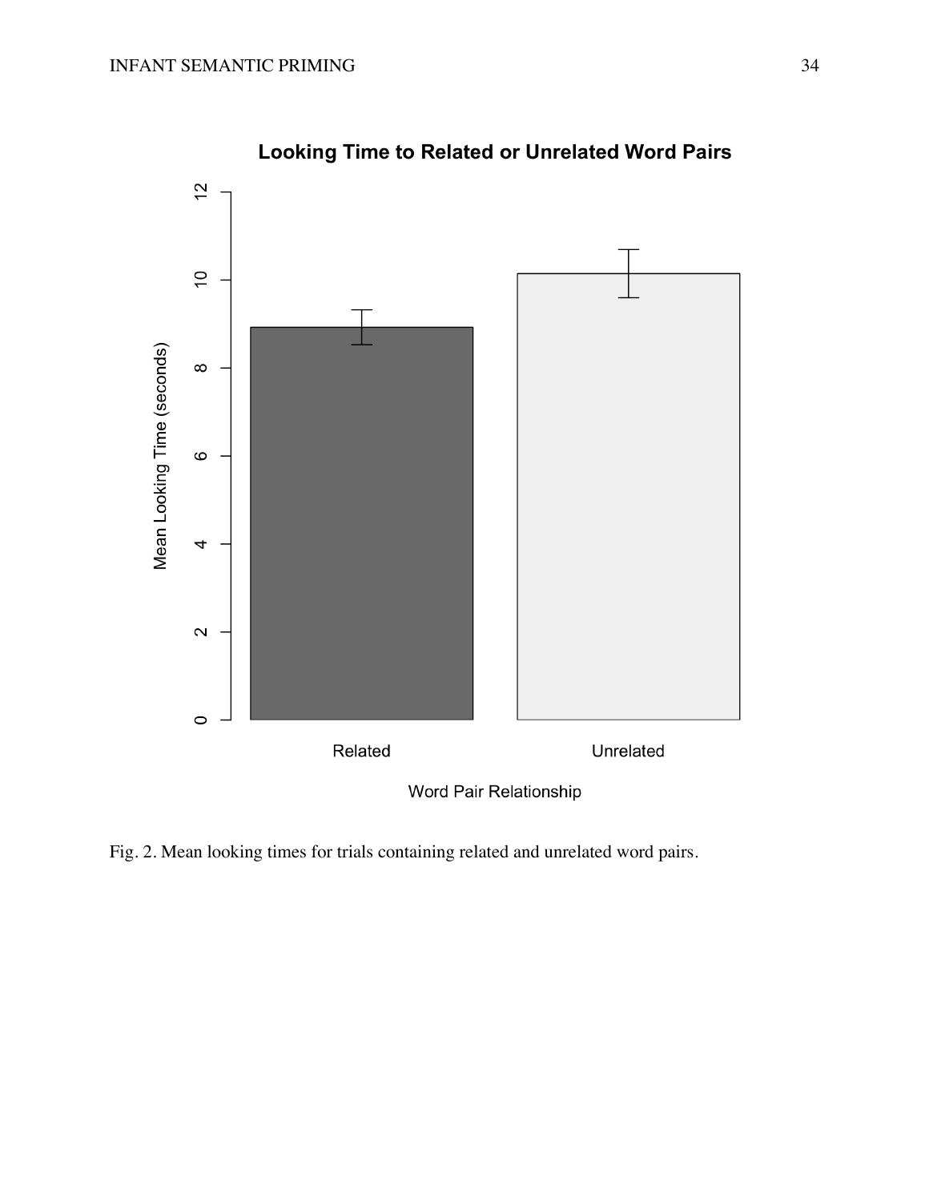Fig. 2. Mean looking times for trials containing related and unrelated word pairs.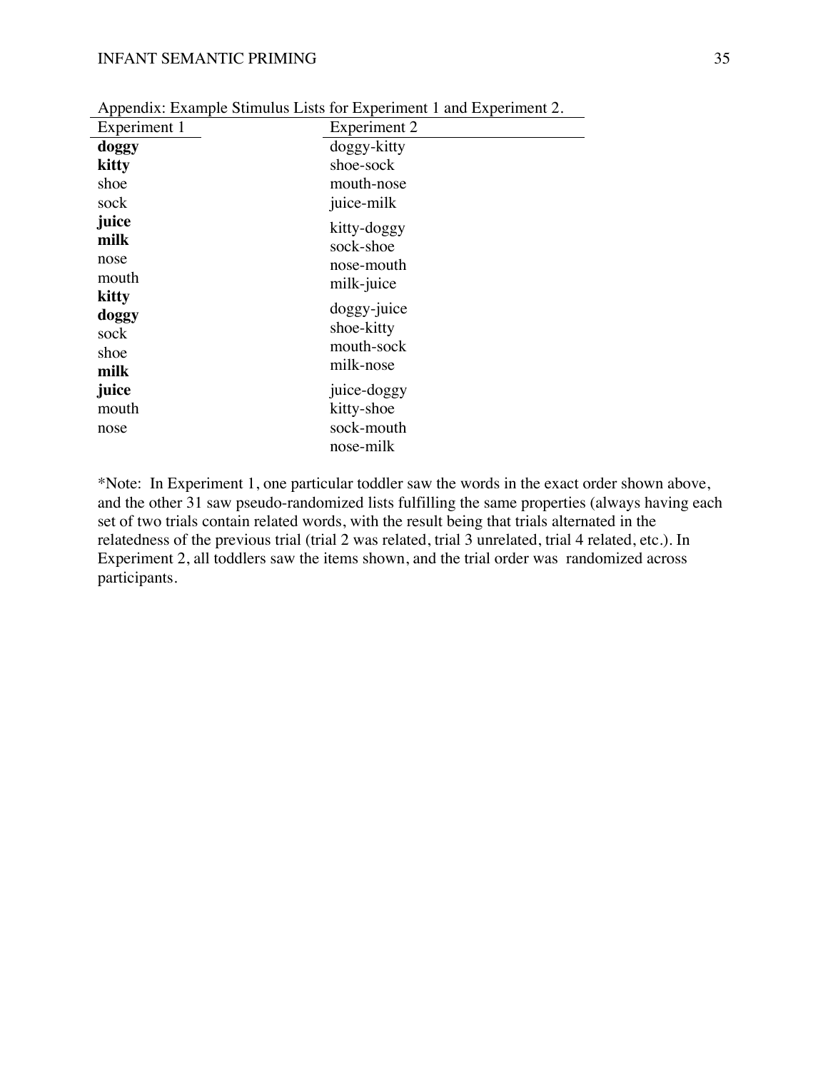Appendix: Example Stimulus Lists for Experiment 1 and Experiment 2.

| Experiment 1 | Experiment 2 |
|---|---|
| **doggy** | doggy-kitty |
| **kitty** | shoe-sock |
| shoe | mouth-nose |
| sock | juice-milk |
| **juice** | kitty-doggy |
| **milk** | sock-shoe |
| nose | nose-mouth |
| mouth | milk-juice |
| **kitty** | doggy-juice |
| **doggy** | shoe-kitty |
| sock | mouth-sock |
| shoe | milk-nose |
| **milk** | juice-doggy |
| **juice** | kitty-shoe |
| mouth | sock-mouth |
| nose | nose-milk |

*Note: In Experiment 1, one particular toddler saw the words in the exact order shown above, and the other 31 saw pseudo-randomized lists fulfilling the same properties (always having each set of two trials contain related words, with the result being that trials alternated in the relatedness of the previous trial (trial 2 was related, trial 3 unrelated, trial 4 related, etc.). In Experiment 2, all toddlers saw the items shown, and the trial order was randomized across participants.